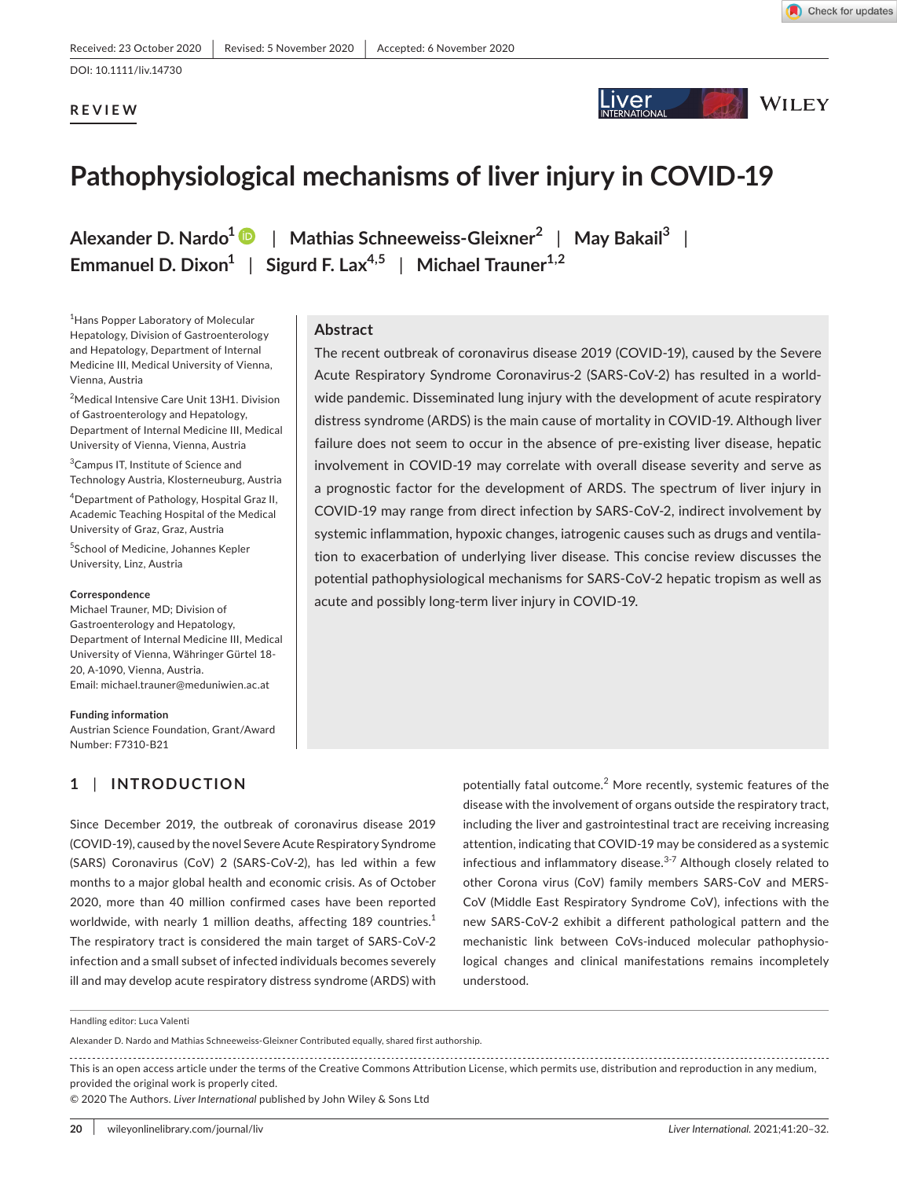Received: 23 October 2020 | Revised: 5 November 2020 | Accepted: 6 November 2020

DOI: 10.1111/liv.14730

**REVIEW**

# Pathophysiological mechanisms of liver injury in COVID-19

**Alexander D. Nardo[1] | Mathias Schneeweiss-Gleixner[2] | May Bakail[3] | Emmanuel D. Dixon[1] | Sigurd F. Lax[4,5] | Michael Trauner[1,2]**

[1]Hans Popper Laboratory of Molecular Hepatology, Division of Gastroenterology and Hepatology, Department of Internal Medicine III, Medical University of Vienna, Vienna, Austria

[2]Medical Intensive Care Unit 13H1. Division of Gastroenterology and Hepatology, Department of Internal Medicine III, Medical University of Vienna, Vienna, Austria

[3]Campus IT, Institute of Science and Technology Austria, Klosterneuburg, Austria

[4]Department of Pathology, Hospital Graz II, Academic Teaching Hospital of the Medical University of Graz, Graz, Austria

[5]School of Medicine, Johannes Kepler University, Linz, Austria

**Correspondence**
Michael Trauner, MD; Division of Gastroenterology and Hepatology, Department of Internal Medicine III, Medical University of Vienna, Währinger Gürtel 18-20, A-1090, Vienna, Austria.
Email: michael.trauner@meduniwien.ac.at

**Funding information**
Austrian Science Foundation, Grant/Award Number: F7310-B21

## Abstract

The recent outbreak of coronavirus disease 2019 (COVID-19), caused by the Severe Acute Respiratory Syndrome Coronavirus-2 (SARS-CoV-2) has resulted in a world-wide pandemic. Disseminated lung injury with the development of acute respiratory distress syndrome (ARDS) is the main cause of mortality in COVID-19. Although liver failure does not seem to occur in the absence of pre-existing liver disease, hepatic involvement in COVID-19 may correlate with overall disease severity and serve as a prognostic factor for the development of ARDS. The spectrum of liver injury in COVID-19 may range from direct infection by SARS-CoV-2, indirect involvement by systemic inflammation, hypoxic changes, iatrogenic causes such as drugs and ventilation to exacerbation of underlying liver disease. This concise review discusses the potential pathophysiological mechanisms for SARS-CoV-2 hepatic tropism as well as acute and possibly long-term liver injury in COVID-19.

## 1 | INTRODUCTION

Since December 2019, the outbreak of coronavirus disease 2019 (COVID-19), caused by the novel Severe Acute Respiratory Syndrome (SARS) Coronavirus (CoV) 2 (SARS-CoV-2), has led within a few months to a major global health and economic crisis. As of October 2020, more than 40 million confirmed cases have been reported worldwide, with nearly 1 million deaths, affecting 189 countries.[1] The respiratory tract is considered the main target of SARS-CoV-2 infection and a small subset of infected individuals becomes severely ill and may develop acute respiratory distress syndrome (ARDS) with potentially fatal outcome.[2] More recently, systemic features of the disease with the involvement of organs outside the respiratory tract, including the liver and gastrointestinal tract are receiving increasing attention, indicating that COVID-19 may be considered as a systemic infectious and inflammatory disease.[3-7] Although closely related to other Corona virus (CoV) family members SARS-CoV and MERS-CoV (Middle East Respiratory Syndrome CoV), infections with the new SARS-CoV-2 exhibit a different pathological pattern and the mechanistic link between CoVs-induced molecular pathophysiological changes and clinical manifestations remains incompletely understood.

Handling editor: Luca Valenti

Alexander D. Nardo and Mathias Schneeweiss-Gleixner Contributed equally, shared first authorship.

This is an open access article under the terms of the Creative Commons Attribution License, which permits use, distribution and reproduction in any medium, provided the original work is properly cited.
© 2020 The Authors. *Liver International* published by John Wiley & Sons Ltd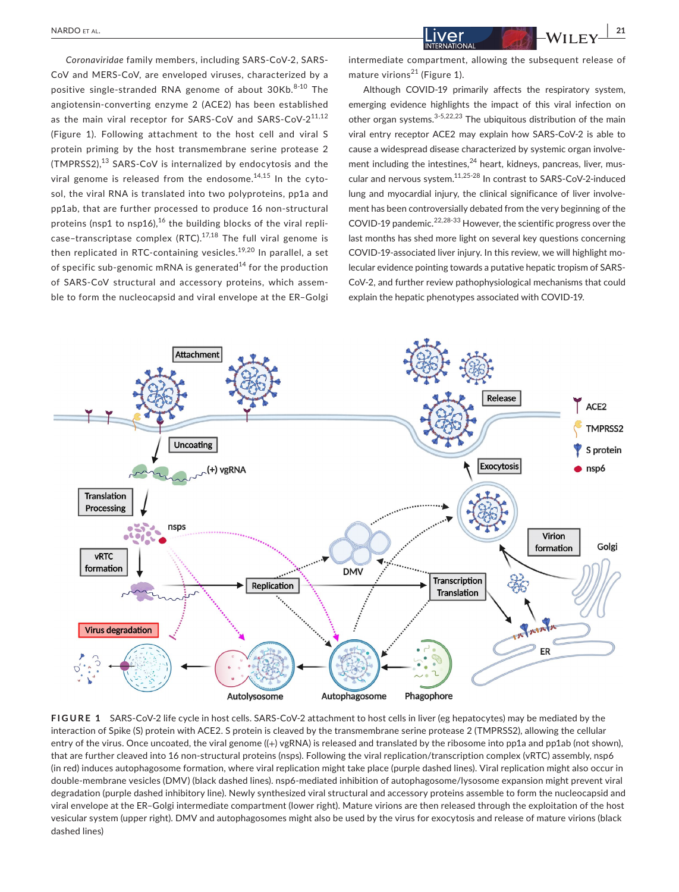*Coronaviridae* family members, including SARS-CoV-2, SARS-CoV and MERS-CoV, are enveloped viruses, characterized by a positive single-stranded RNA genome of about 30Kb.[8-10] The angiotensin-converting enzyme 2 (ACE2) has been established as the main viral receptor for SARS-CoV and SARS-CoV-2[11,12] (Figure 1). Following attachment to the host cell and viral S protein priming by the host transmembrane serine protease 2 (TMPRSS2),[13] SARS-CoV is internalized by endocytosis and the viral genome is released from the endosome.[14,15] In the cytosol, the viral RNA is translated into two polyproteins, pp1a and pp1ab, that are further processed to produce 16 non-structural proteins (nsp1 to nsp16),[16] the building blocks of the viral replicase–transcriptase complex (RTC).[17,18] The full viral genome is then replicated in RTC-containing vesicles.[19,20] In parallel, a set of specific sub-genomic mRNA is generated[14] for the production of SARS-CoV structural and accessory proteins, which assemble to form the nucleocapsid and viral envelope at the ER–Golgi intermediate compartment, allowing the subsequent release of mature virions[21] (Figure 1).

Although COVID-19 primarily affects the respiratory system, emerging evidence highlights the impact of this viral infection on other organ systems.[3-5,22,23] The ubiquitous distribution of the main viral entry receptor ACE2 may explain how SARS-CoV-2 is able to cause a widespread disease characterized by systemic organ involvement including the intestines,[24] heart, kidneys, pancreas, liver, muscular and nervous system.[11,25-28] In contrast to SARS-CoV-2-induced lung and myocardial injury, the clinical significance of liver involvement has been controversially debated from the very beginning of the COVID-19 pandemic.[22,28-33] However, the scientific progress over the last months has shed more light on several key questions concerning COVID-19-associated liver injury. In this review, we will highlight molecular evidence pointing towards a putative hepatic tropism of SARS-CoV-2, and further review pathophysiological mechanisms that could explain the hepatic phenotypes associated with COVID-19.

**FIGURE 1** SARS-CoV-2 life cycle in host cells. SARS-CoV-2 attachment to host cells in liver (eg hepatocytes) may be mediated by the interaction of Spike (S) protein with ACE2. S protein is cleaved by the transmembrane serine protease 2 (TMPRSS2), allowing the cellular entry of the virus. Once uncoated, the viral genome ((+) vgRNA) is released and translated by the ribosome into pp1a and pp1ab (not shown), that are further cleaved into 16 non-structural proteins (nsps). Following the viral replication/transcription complex (vRTC) assembly, nsp6 (in red) induces autophagosome formation, where viral replication might take place (purple dashed lines). Viral replication might also occur in double-membrane vesicles (DMV) (black dashed lines). nsp6-mediated inhibition of autophagosome/lysosome expansion might prevent viral degradation (purple dashed inhibitory line). Newly synthesized viral structural and accessory proteins assemble to form the nucleocapsid and viral envelope at the ER–Golgi intermediate compartment (lower right). Mature virions are then released through the exploitation of the host vesicular system (upper right). DMV and autophagosomes might also be used by the virus for exocytosis and release of mature virions (black dashed lines)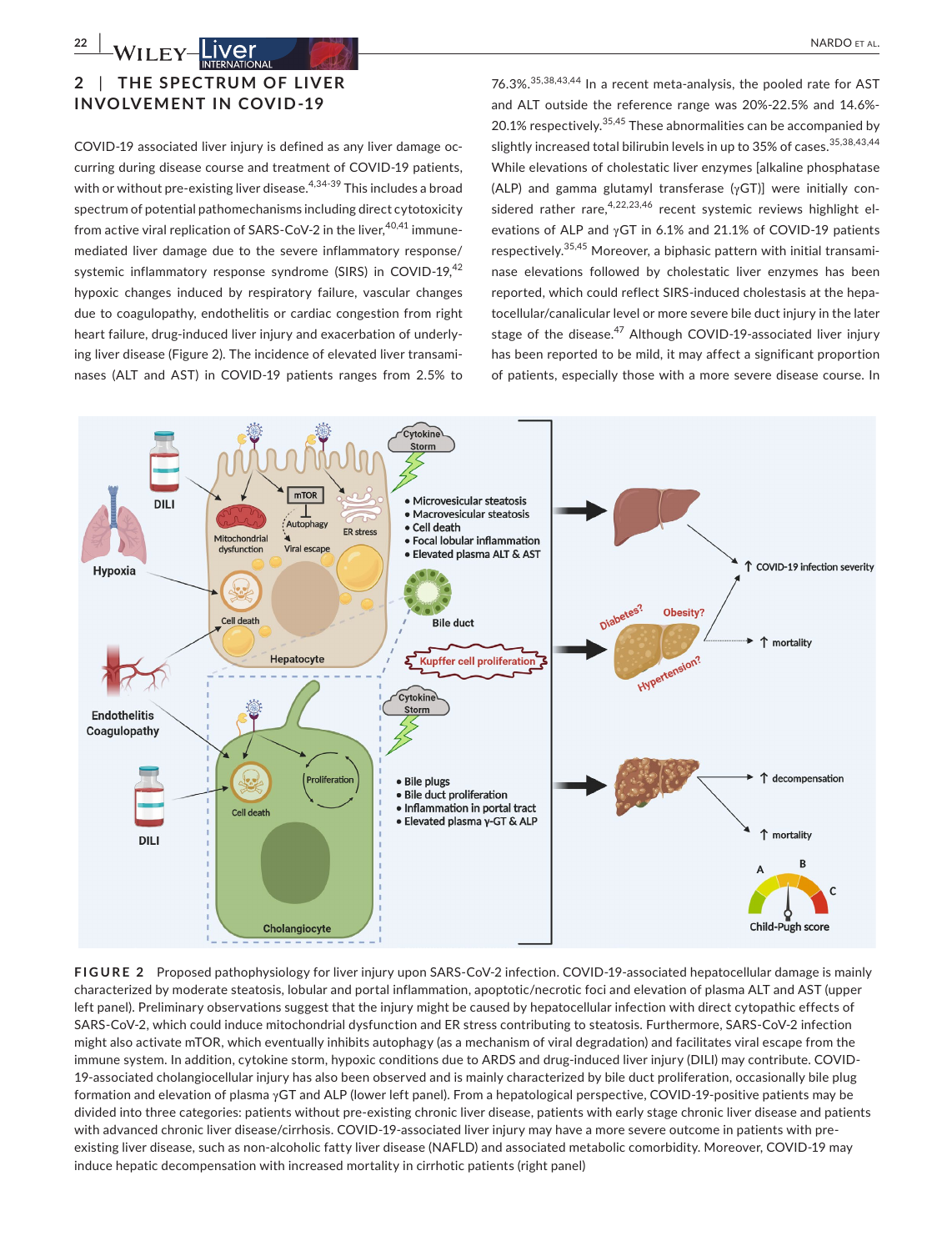## 2 | THE SPECTRUM OF LIVER INVOLVEMENT IN COVID-19

COVID-19 associated liver injury is defined as any liver damage occurring during disease course and treatment of COVID-19 patients, with or without pre-existing liver disease.[4,34-39] This includes a broad spectrum of potential pathomechanisms including direct cytotoxicity from active viral replication of SARS-CoV-2 in the liver,[40,41] immune-mediated liver damage due to the severe inflammatory response/ systemic inflammatory response syndrome (SIRS) in COVID-19,[42] hypoxic changes induced by respiratory failure, vascular changes due to coagulopathy, endothelitis or cardiac congestion from right heart failure, drug-induced liver injury and exacerbation of underlying liver disease (Figure 2). The incidence of elevated liver transaminases (ALT and AST) in COVID-19 patients ranges from 2.5% to 76.3%.[35,38,43,44] In a recent meta-analysis, the pooled rate for AST and ALT outside the reference range was 20%-22.5% and 14.6%-20.1% respectively.[35,45] These abnormalities can be accompanied by slightly increased total bilirubin levels in up to 35% of cases.[35,38,43,44] While elevations of cholestatic liver enzymes [alkaline phosphatase (ALP) and gamma glutamyl transferase (γGT)] were initially considered rather rare,[4,22,23,46] recent systemic reviews highlight elevations of ALP and γGT in 6.1% and 21.1% of COVID-19 patients respectively.[35,45] Moreover, a biphasic pattern with initial transaminase elevations followed by cholestatic liver enzymes has been reported, which could reflect SIRS-induced cholestasis at the hepatocellular/canalicular level or more severe bile duct injury in the later stage of the disease.[47] Although COVID-19-associated liver injury has been reported to be mild, it may affect a significant proportion of patients, especially those with a more severe disease course. In

**FIGURE 2** Proposed pathophysiology for liver injury upon SARS-CoV-2 infection. COVID-19-associated hepatocellular damage is mainly characterized by moderate steatosis, lobular and portal inflammation, apoptotic/necrotic foci and elevation of plasma ALT and AST (upper left panel). Preliminary observations suggest that the injury might be caused by hepatocellular infection with direct cytopathic effects of SARS-CoV-2, which could induce mitochondrial dysfunction and ER stress contributing to steatosis. Furthermore, SARS-CoV-2 infection might also activate mTOR, which eventually inhibits autophagy (as a mechanism of viral degradation) and facilitates viral escape from the immune system. In addition, cytokine storm, hypoxic conditions due to ARDS and drug-induced liver injury (DILI) may contribute. COVID-19-associated cholangiocellular injury has also been observed and is mainly characterized by bile duct proliferation, occasionally bile plug formation and elevation of plasma γGT and ALP (lower left panel). From a hepatological perspective, COVID-19-positive patients may be divided into three categories: patients without pre-existing chronic liver disease, patients with early stage chronic liver disease and patients with advanced chronic liver disease/cirrhosis. COVID-19-associated liver injury may have a more severe outcome in patients with pre-existing liver disease, such as non-alcoholic fatty liver disease (NAFLD) and associated metabolic comorbidity. Moreover, COVID-19 may induce hepatic decompensation with increased mortality in cirrhotic patients (right panel)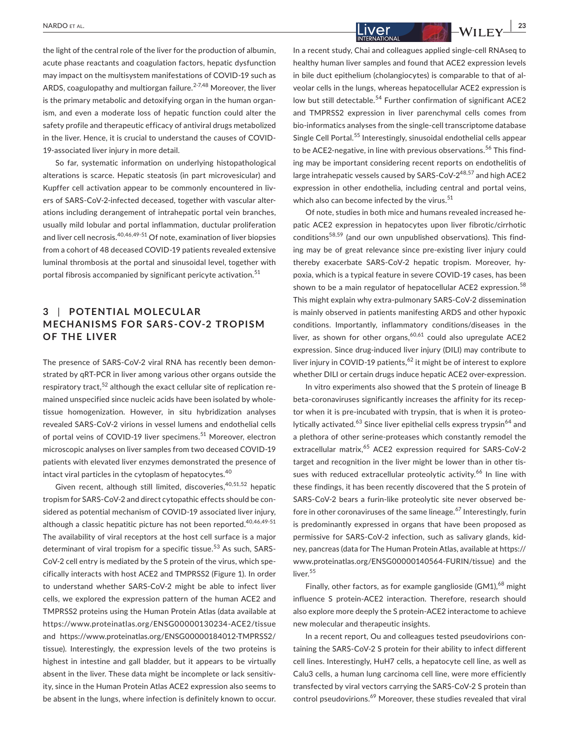the light of the central role of the liver for the production of albumin, acute phase reactants and coagulation factors, hepatic dysfunction may impact on the multisystem manifestations of COVID-19 such as ARDS, coagulopathy and multiorgan failure.[2-7,48] Moreover, the liver is the primary metabolic and detoxifying organ in the human organism, and even a moderate loss of hepatic function could alter the safety profile and therapeutic efficacy of antiviral drugs metabolized in the liver. Hence, it is crucial to understand the causes of COVID-19-associated liver injury in more detail.

So far, systematic information on underlying histopathological alterations is scarce. Hepatic steatosis (in part microvesicular) and Kupffer cell activation appear to be commonly encountered in livers of SARS-CoV-2-infected deceased, together with vascular alterations including derangement of intrahepatic portal vein branches, usually mild lobular and portal inflammation, ductular proliferation and liver cell necrosis.[40,46,49-51] Of note, examination of liver biopsies from a cohort of 48 deceased COVID-19 patients revealed extensive luminal thrombosis at the portal and sinusoidal level, together with portal fibrosis accompanied by significant pericyte activation.[51]

## 3 | POTENTIAL MOLECULAR MECHANISMS FOR SARS-COV-2 TROPISM OF THE LIVER

The presence of SARS-CoV-2 viral RNA has recently been demonstrated by qRT-PCR in liver among various other organs outside the respiratory tract,[52] although the exact cellular site of replication remained unspecified since nucleic acids have been isolated by whole-tissue homogenization. However, in situ hybridization analyses revealed SARS-CoV-2 virions in vessel lumens and endothelial cells of portal veins of COVID-19 liver specimens.[51] Moreover, electron microscopic analyses on liver samples from two deceased COVID-19 patients with elevated liver enzymes demonstrated the presence of intact viral particles in the cytoplasm of hepatocytes.[40]

Given recent, although still limited, discoveries,[40,51,52] hepatic tropism for SARS-CoV-2 and direct cytopathic effects should be considered as potential mechanism of COVID-19 associated liver injury, although a classic hepatitic picture has not been reported.[40,46,49-51] The availability of viral receptors at the host cell surface is a major determinant of viral tropism for a specific tissue.[53] As such, SARS-CoV-2 cell entry is mediated by the S protein of the virus, which specifically interacts with host ACE2 and TMPRSS2 (Figure 1). In order to understand whether SARS-CoV-2 might be able to infect liver cells, we explored the expression pattern of the human ACE2 and TMPRSS2 proteins using the Human Protein Atlas (data available at https://www.proteinatlas.org/ENSG00000130234-ACE2/tissue and https://www.proteinatlas.org/ENSG00000184012-TMPRSS2/tissue). Interestingly, the expression levels of the two proteins is highest in intestine and gall bladder, but it appears to be virtually absent in the liver. These data might be incomplete or lack sensitivity, since in the Human Protein Atlas ACE2 expression also seems to be absent in the lungs, where infection is definitely known to occur.

In a recent study, Chai and colleagues applied single-cell RNAseq to healthy human liver samples and found that ACE2 expression levels in bile duct epithelium (cholangiocytes) is comparable to that of alveolar cells in the lungs, whereas hepatocellular ACE2 expression is low but still detectable.[54] Further confirmation of significant ACE2 and TMPRSS2 expression in liver parenchymal cells comes from bio-informatics analyses from the single-cell transcriptome database Single Cell Portal.[55] Interestingly, sinusoidal endothelial cells appear to be ACE2-negative, in line with previous observations.[56] This finding may be important considering recent reports on endothelitis of large intrahepatic vessels caused by SARS-CoV-2[48,57] and high ACE2 expression in other endothelia, including central and portal veins, which also can become infected by the virus.[51]

Of note, studies in both mice and humans revealed increased hepatic ACE2 expression in hepatocytes upon liver fibrotic/cirrhotic conditions[58,59] (and our own unpublished observations). This finding may be of great relevance since pre-existing liver injury could thereby exacerbate SARS-CoV-2 hepatic tropism. Moreover, hypoxia, which is a typical feature in severe COVID-19 cases, has been shown to be a main regulator of hepatocellular ACE2 expression.[58] This might explain why extra-pulmonary SARS-CoV-2 dissemination is mainly observed in patients manifesting ARDS and other hypoxic conditions. Importantly, inflammatory conditions/diseases in the liver, as shown for other organs,[60,61] could also upregulate ACE2 expression. Since drug-induced liver injury (DILI) may contribute to liver injury in COVID-19 patients,[62] it might be of interest to explore whether DILI or certain drugs induce hepatic ACE2 over-expression.

In vitro experiments also showed that the S protein of lineage B beta-coronaviruses significantly increases the affinity for its receptor when it is pre-incubated with trypsin, that is when it is proteolytically activated.[63] Since liver epithelial cells express trypsin[64] and a plethora of other serine-proteases which constantly remodel the extracellular matrix,[65] ACE2 expression required for SARS-CoV-2 target and recognition in the liver might be lower than in other tissues with reduced extracellular proteolytic activity.[66] In line with these findings, it has been recently discovered that the S protein of SARS-CoV-2 bears a furin-like proteolytic site never observed before in other coronaviruses of the same lineage.[67] Interestingly, furin is predominantly expressed in organs that have been proposed as permissive for SARS-CoV-2 infection, such as salivary glands, kidney, pancreas (data for The Human Protein Atlas, available at https://www.proteinatlas.org/ENSG00000140564-FURIN/tissue) and the liver.[55]

Finally, other factors, as for example ganglioside (GM1),[68] might influence S protein-ACE2 interaction. Therefore, research should also explore more deeply the S protein-ACE2 interactome to achieve new molecular and therapeutic insights.

In a recent report, Ou and colleagues tested pseudovirions containing the SARS-CoV-2 S protein for their ability to infect different cell lines. Interestingly, HuH7 cells, a hepatocyte cell line, as well as Calu3 cells, a human lung carcinoma cell line, were more efficiently transfected by viral vectors carrying the SARS-CoV-2 S protein than control pseudovirions.[69] Moreover, these studies revealed that viral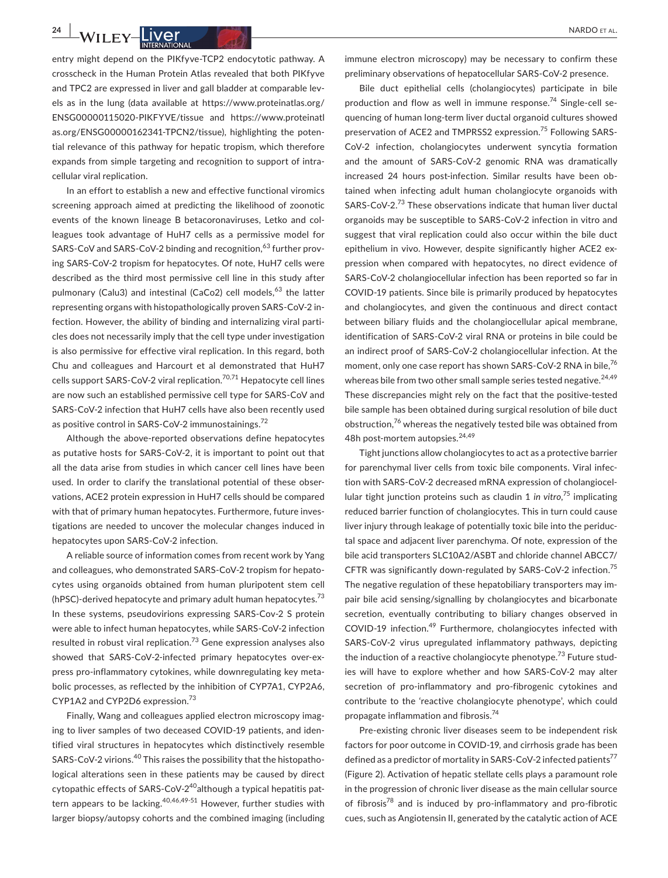entry might depend on the PIKfyve-TCP2 endocytotic pathway. A crosscheck in the Human Protein Atlas revealed that both PIKfyve and TPC2 are expressed in liver and gall bladder at comparable levels as in the lung (data available at https://www.proteinatlas.org/ENSG00000115020-PIKFYVE/tissue and https://www.proteinatlas.org/ENSG00000162341-TPCN2/tissue), highlighting the potential relevance of this pathway for hepatic tropism, which therefore expands from simple targeting and recognition to support of intracellular viral replication.

In an effort to establish a new and effective functional viromics screening approach aimed at predicting the likelihood of zoonotic events of the known lineage B betacoronaviruses, Letko and colleagues took advantage of HuH7 cells as a permissive model for SARS-CoV and SARS-CoV-2 binding and recognition,[63] further proving SARS-CoV-2 tropism for hepatocytes. Of note, HuH7 cells were described as the third most permissive cell line in this study after pulmonary (Calu3) and intestinal (CaCo2) cell models,[63] the latter representing organs with histopathologically proven SARS-CoV-2 infection. However, the ability of binding and internalizing viral particles does not necessarily imply that the cell type under investigation is also permissive for effective viral replication. In this regard, both Chu and colleagues and Harcourt et al demonstrated that HuH7 cells support SARS-CoV-2 viral replication.[70,71] Hepatocyte cell lines are now such an established permissive cell type for SARS-CoV and SARS-CoV-2 infection that HuH7 cells have also been recently used as positive control in SARS-CoV-2 immunostainings.[72]

Although the above-reported observations define hepatocytes as putative hosts for SARS-CoV-2, it is important to point out that all the data arise from studies in which cancer cell lines have been used. In order to clarify the translational potential of these observations, ACE2 protein expression in HuH7 cells should be compared with that of primary human hepatocytes. Furthermore, future investigations are needed to uncover the molecular changes induced in hepatocytes upon SARS-CoV-2 infection.

A reliable source of information comes from recent work by Yang and colleagues, who demonstrated SARS-CoV-2 tropism for hepatocytes using organoids obtained from human pluripotent stem cell (hPSC)-derived hepatocyte and primary adult human hepatocytes.[73] In these systems, pseudovirions expressing SARS-Cov-2 S protein were able to infect human hepatocytes, while SARS-CoV-2 infection resulted in robust viral replication.[73] Gene expression analyses also showed that SARS-CoV-2-infected primary hepatocytes over-express pro-inflammatory cytokines, while downregulating key metabolic processes, as reflected by the inhibition of CYP7A1, CYP2A6, CYP1A2 and CYP2D6 expression.[73]

Finally, Wang and colleagues applied electron microscopy imaging to liver samples of two deceased COVID-19 patients, and identified viral structures in hepatocytes which distinctively resemble SARS-CoV-2 virions.[40] This raises the possibility that the histopathological alterations seen in these patients may be caused by direct cytopathic effects of SARS-CoV-2[40]although a typical hepatitis pattern appears to be lacking.[40,46,49-51] However, further studies with larger biopsy/autopsy cohorts and the combined imaging (including immune electron microscopy) may be necessary to confirm these preliminary observations of hepatocellular SARS-CoV-2 presence.

Bile duct epithelial cells (cholangiocytes) participate in bile production and flow as well in immune response.[74] Single-cell sequencing of human long-term liver ductal organoid cultures showed preservation of ACE2 and TMPRSS2 expression.[75] Following SARS-CoV-2 infection, cholangiocytes underwent syncytia formation and the amount of SARS-CoV-2 genomic RNA was dramatically increased 24 hours post-infection. Similar results have been obtained when infecting adult human cholangiocyte organoids with SARS-CoV-2.[73] These observations indicate that human liver ductal organoids may be susceptible to SARS-CoV-2 infection in vitro and suggest that viral replication could also occur within the bile duct epithelium in vivo. However, despite significantly higher ACE2 expression when compared with hepatocytes, no direct evidence of SARS-CoV-2 cholangiocellular infection has been reported so far in COVID-19 patients. Since bile is primarily produced by hepatocytes and cholangiocytes, and given the continuous and direct contact between biliary fluids and the cholangiocellular apical membrane, identification of SARS-CoV-2 viral RNA or proteins in bile could be an indirect proof of SARS-CoV-2 cholangiocellular infection. At the moment, only one case report has shown SARS-CoV-2 RNA in bile,[76] whereas bile from two other small sample series tested negative.[24,49] These discrepancies might rely on the fact that the positive-tested bile sample has been obtained during surgical resolution of bile duct obstruction,[76] whereas the negatively tested bile was obtained from 48h post-mortem autopsies.[24,49]

Tight junctions allow cholangiocytes to act as a protective barrier for parenchymal liver cells from toxic bile components. Viral infection with SARS-CoV-2 decreased mRNA expression of cholangiocellular tight junction proteins such as claudin 1 *in vitro*,[75] implicating reduced barrier function of cholangiocytes. This in turn could cause liver injury through leakage of potentially toxic bile into the periductal space and adjacent liver parenchyma. Of note, expression of the bile acid transporters SLC10A2/ASBT and chloride channel ABCC7/CFTR was significantly down-regulated by SARS-CoV-2 infection.[75] The negative regulation of these hepatobiliary transporters may impair bile acid sensing/signalling by cholangiocytes and bicarbonate secretion, eventually contributing to biliary changes observed in COVID-19 infection.[49] Furthermore, cholangiocytes infected with SARS-CoV-2 virus upregulated inflammatory pathways, depicting the induction of a reactive cholangiocyte phenotype.[73] Future studies will have to explore whether and how SARS-CoV-2 may alter secretion of pro-inflammatory and pro-fibrogenic cytokines and contribute to the 'reactive cholangiocyte phenotype', which could propagate inflammation and fibrosis.[74]

Pre-existing chronic liver diseases seem to be independent risk factors for poor outcome in COVID-19, and cirrhosis grade has been defined as a predictor of mortality in SARS-CoV-2 infected patients[77] (Figure 2). Activation of hepatic stellate cells plays a paramount role in the progression of chronic liver disease as the main cellular source of fibrosis[78] and is induced by pro-inflammatory and pro-fibrotic cues, such as Angiotensin II, generated by the catalytic action of ACE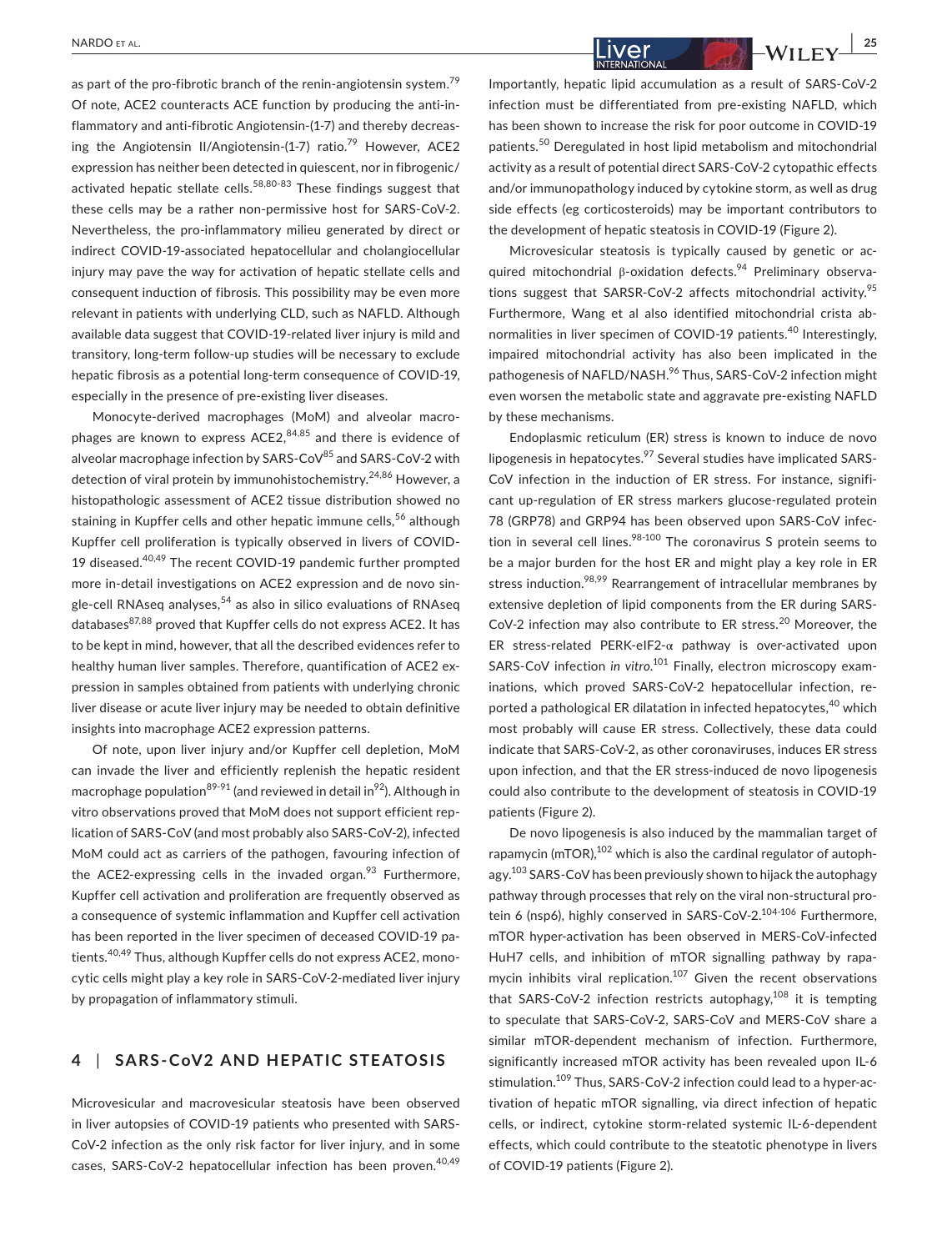as part of the pro-fibrotic branch of the renin-angiotensin system.[79] Of note, ACE2 counteracts ACE function by producing the anti-inflammatory and anti-fibrotic Angiotensin-(1-7) and thereby decreasing the Angiotensin II/Angiotensin-(1-7) ratio.[79] However, ACE2 expression has neither been detected in quiescent, nor in fibrogenic/activated hepatic stellate cells.[58,80-83] These findings suggest that these cells may be a rather non-permissive host for SARS-CoV-2. Nevertheless, the pro-inflammatory milieu generated by direct or indirect COVID-19-associated hepatocellular and cholangiocellular injury may pave the way for activation of hepatic stellate cells and consequent induction of fibrosis. This possibility may be even more relevant in patients with underlying CLD, such as NAFLD. Although available data suggest that COVID-19-related liver injury is mild and transitory, long-term follow-up studies will be necessary to exclude hepatic fibrosis as a potential long-term consequence of COVID-19, especially in the presence of pre-existing liver diseases.

Monocyte-derived macrophages (MoM) and alveolar macrophages are known to express ACE2,[84,85] and there is evidence of alveolar macrophage infection by SARS-CoV[85] and SARS-CoV-2 with detection of viral protein by immunohistochemistry.[24,86] However, a histopathologic assessment of ACE2 tissue distribution showed no staining in Kupffer cells and other hepatic immune cells,[56] although Kupffer cell proliferation is typically observed in livers of COVID-19 diseased.[40,49] The recent COVID-19 pandemic further prompted more in-detail investigations on ACE2 expression and de novo single-cell RNAseq analyses,[54] as also in silico evaluations of RNAseq databases[87,88] proved that Kupffer cells do not express ACE2. It has to be kept in mind, however, that all the described evidences refer to healthy human liver samples. Therefore, quantification of ACE2 expression in samples obtained from patients with underlying chronic liver disease or acute liver injury may be needed to obtain definitive insights into macrophage ACE2 expression patterns.

Of note, upon liver injury and/or Kupffer cell depletion, MoM can invade the liver and efficiently replenish the hepatic resident macrophage population[89-91] (and reviewed in detail in[92]). Although in vitro observations proved that MoM does not support efficient replication of SARS-CoV (and most probably also SARS-CoV-2), infected MoM could act as carriers of the pathogen, favouring infection of the ACE2-expressing cells in the invaded organ.[93] Furthermore, Kupffer cell activation and proliferation are frequently observed as a consequence of systemic inflammation and Kupffer cell activation has been reported in the liver specimen of deceased COVID-19 patients.[40,49] Thus, although Kupffer cells do not express ACE2, monocytic cells might play a key role in SARS-CoV-2-mediated liver injury by propagation of inflammatory stimuli.

## 4 | SARS-CoV2 AND HEPATIC STEATOSIS

Microvesicular and macrovesicular steatosis have been observed in liver autopsies of COVID-19 patients who presented with SARS-CoV-2 infection as the only risk factor for liver injury, and in some cases, SARS-CoV-2 hepatocellular infection has been proven.[40,49] Importantly, hepatic lipid accumulation as a result of SARS-CoV-2 infection must be differentiated from pre-existing NAFLD, which has been shown to increase the risk for poor outcome in COVID-19 patients.[50] Deregulated in host lipid metabolism and mitochondrial activity as a result of potential direct SARS-CoV-2 cytopathic effects and/or immunopathology induced by cytokine storm, as well as drug side effects (eg corticosteroids) may be important contributors to the development of hepatic steatosis in COVID-19 (Figure 2).

Microvesicular steatosis is typically caused by genetic or acquired mitochondrial β-oxidation defects.[94] Preliminary observations suggest that SARSR-CoV-2 affects mitochondrial activity.[95] Furthermore, Wang et al also identified mitochondrial crista abnormalities in liver specimen of COVID-19 patients.[40] Interestingly, impaired mitochondrial activity has also been implicated in the pathogenesis of NAFLD/NASH.[96] Thus, SARS-CoV-2 infection might even worsen the metabolic state and aggravate pre-existing NAFLD by these mechanisms.

Endoplasmic reticulum (ER) stress is known to induce de novo lipogenesis in hepatocytes.[97] Several studies have implicated SARS-CoV infection in the induction of ER stress. For instance, significant up-regulation of ER stress markers glucose-regulated protein 78 (GRP78) and GRP94 has been observed upon SARS-CoV infection in several cell lines.[98-100] The coronavirus S protein seems to be a major burden for the host ER and might play a key role in ER stress induction.[98,99] Rearrangement of intracellular membranes by extensive depletion of lipid components from the ER during SARS-CoV-2 infection may also contribute to ER stress.[20] Moreover, the ER stress-related PERK-eIF2-α pathway is over-activated upon SARS-CoV infection *in vitro*.[101] Finally, electron microscopy examinations, which proved SARS-CoV-2 hepatocellular infection, reported a pathological ER dilatation in infected hepatocytes,[40] which most probably will cause ER stress. Collectively, these data could indicate that SARS-CoV-2, as other coronaviruses, induces ER stress upon infection, and that the ER stress-induced de novo lipogenesis could also contribute to the development of steatosis in COVID-19 patients (Figure 2).

De novo lipogenesis is also induced by the mammalian target of rapamycin (mTOR),[102] which is also the cardinal regulator of autophagy.[103] SARS-CoV has been previously shown to hijack the autophagy pathway through processes that rely on the viral non-structural protein 6 (nsp6), highly conserved in SARS-CoV-2.[104-106] Furthermore, mTOR hyper-activation has been observed in MERS-CoV-infected HuH7 cells, and inhibition of mTOR signalling pathway by rapamycin inhibits viral replication.[107] Given the recent observations that SARS-CoV-2 infection restricts autophagy,[108] it is tempting to speculate that SARS-CoV-2, SARS-CoV and MERS-CoV share a similar mTOR-dependent mechanism of infection. Furthermore, significantly increased mTOR activity has been revealed upon IL-6 stimulation.[109] Thus, SARS-CoV-2 infection could lead to a hyper-activation of hepatic mTOR signalling, via direct infection of hepatic cells, or indirect, cytokine storm-related systemic IL-6-dependent effects, which could contribute to the steatotic phenotype in livers of COVID-19 patients (Figure 2).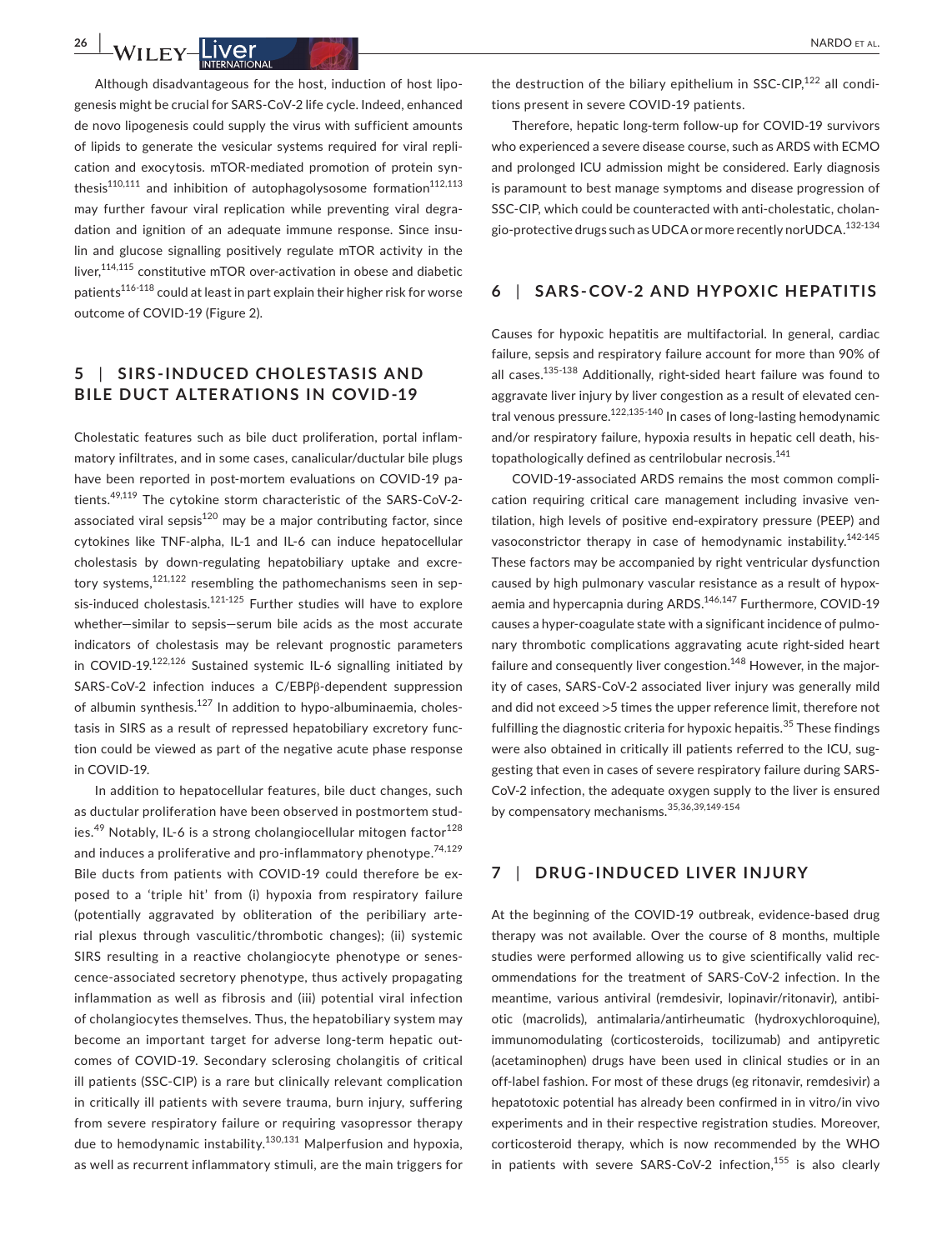Although disadvantageous for the host, induction of host lipogenesis might be crucial for SARS-CoV-2 life cycle. Indeed, enhanced de novo lipogenesis could supply the virus with sufficient amounts of lipids to generate the vesicular systems required for viral replication and exocytosis. mTOR-mediated promotion of protein synthesis[110,111] and inhibition of autophagolysosome formation[112,113] may further favour viral replication while preventing viral degradation and ignition of an adequate immune response. Since insulin and glucose signalling positively regulate mTOR activity in the liver,[114,115] constitutive mTOR over-activation in obese and diabetic patients[116-118] could at least in part explain their higher risk for worse outcome of COVID-19 (Figure 2).

## 5 | SIRS-INDUCED CHOLESTASIS AND BILE DUCT ALTERATIONS IN COVID-19

Cholestatic features such as bile duct proliferation, portal inflammatory infiltrates, and in some cases, canalicular/ductular bile plugs have been reported in post-mortem evaluations on COVID-19 patients.[49,119] The cytokine storm characteristic of the SARS-CoV-2-associated viral sepsis[120] may be a major contributing factor, since cytokines like TNF-alpha, IL-1 and IL-6 can induce hepatocellular cholestasis by down-regulating hepatobiliary uptake and excretory systems,[121,122] resembling the pathomechanisms seen in sepsis-induced cholestasis.[121-125] Further studies will have to explore whether—similar to sepsis—serum bile acids as the most accurate indicators of cholestasis may be relevant prognostic parameters in COVID-19.[122,126] Sustained systemic IL-6 signalling initiated by SARS-CoV-2 infection induces a C/EBPβ-dependent suppression of albumin synthesis.[127] In addition to hypo-albuminaemia, cholestasis in SIRS as a result of repressed hepatobiliary excretory function could be viewed as part of the negative acute phase response in COVID-19.

In addition to hepatocellular features, bile duct changes, such as ductular proliferation have been observed in postmortem studies.[49] Notably, IL-6 is a strong cholangiocellular mitogen factor[128] and induces a proliferative and pro-inflammatory phenotype.[74,129] Bile ducts from patients with COVID-19 could therefore be exposed to a 'triple hit' from (i) hypoxia from respiratory failure (potentially aggravated by obliteration of the peribiliary arterial plexus through vasculitic/thrombotic changes); (ii) systemic SIRS resulting in a reactive cholangiocyte phenotype or senescence-associated secretory phenotype, thus actively propagating inflammation as well as fibrosis and (iii) potential viral infection of cholangiocytes themselves. Thus, the hepatobiliary system may become an important target for adverse long-term hepatic outcomes of COVID-19. Secondary sclerosing cholangitis of critical ill patients (SSC-CIP) is a rare but clinically relevant complication in critically ill patients with severe trauma, burn injury, suffering from severe respiratory failure or requiring vasopressor therapy due to hemodynamic instability.[130,131] Malperfusion and hypoxia, as well as recurrent inflammatory stimuli, are the main triggers for the destruction of the biliary epithelium in SSC-CIP,[122] all conditions present in severe COVID-19 patients.

Therefore, hepatic long-term follow-up for COVID-19 survivors who experienced a severe disease course, such as ARDS with ECMO and prolonged ICU admission might be considered. Early diagnosis is paramount to best manage symptoms and disease progression of SSC-CIP, which could be counteracted with anti-cholestatic, cholangio-protective drugs such as UDCA or more recently norUDCA.[132-134]

## 6 | SARS-COV-2 AND HYPOXIC HEPATITIS

Causes for hypoxic hepatitis are multifactorial. In general, cardiac failure, sepsis and respiratory failure account for more than 90% of all cases.[135-138] Additionally, right-sided heart failure was found to aggravate liver injury by liver congestion as a result of elevated central venous pressure.[122,135-140] In cases of long-lasting hemodynamic and/or respiratory failure, hypoxia results in hepatic cell death, histopathologically defined as centrilobular necrosis.[141]

COVID-19-associated ARDS remains the most common complication requiring critical care management including invasive ventilation, high levels of positive end-expiratory pressure (PEEP) and vasoconstrictor therapy in case of hemodynamic instability.[142-145] These factors may be accompanied by right ventricular dysfunction caused by high pulmonary vascular resistance as a result of hypoxaemia and hypercapnia during ARDS.[146,147] Furthermore, COVID-19 causes a hyper-coagulate state with a significant incidence of pulmonary thrombotic complications aggravating acute right-sided heart failure and consequently liver congestion.[148] However, in the majority of cases, SARS-CoV-2 associated liver injury was generally mild and did not exceed >5 times the upper reference limit, therefore not fulfilling the diagnostic criteria for hypoxic hepatitis.[35] These findings were also obtained in critically ill patients referred to the ICU, suggesting that even in cases of severe respiratory failure during SARS-CoV-2 infection, the adequate oxygen supply to the liver is ensured by compensatory mechanisms.[35,36,39,149-154]

## 7 | DRUG-INDUCED LIVER INJURY

At the beginning of the COVID-19 outbreak, evidence-based drug therapy was not available. Over the course of 8 months, multiple studies were performed allowing us to give scientifically valid recommendations for the treatment of SARS-CoV-2 infection. In the meantime, various antiviral (remdesivir, lopinavir/ritonavir), antibiotic (macrolids), antimalaria/antirheumatic (hydroxychloroquine), immunomodulating (corticosteroids, tocilizumab) and antipyretic (acetaminophen) drugs have been used in clinical studies or in an off-label fashion. For most of these drugs (eg ritonavir, remdesivir) a hepatotoxic potential has already been confirmed in in vitro/in vivo experiments and in their respective registration studies. Moreover, corticosteroid therapy, which is now recommended by the WHO in patients with severe SARS-CoV-2 infection,[155] is also clearly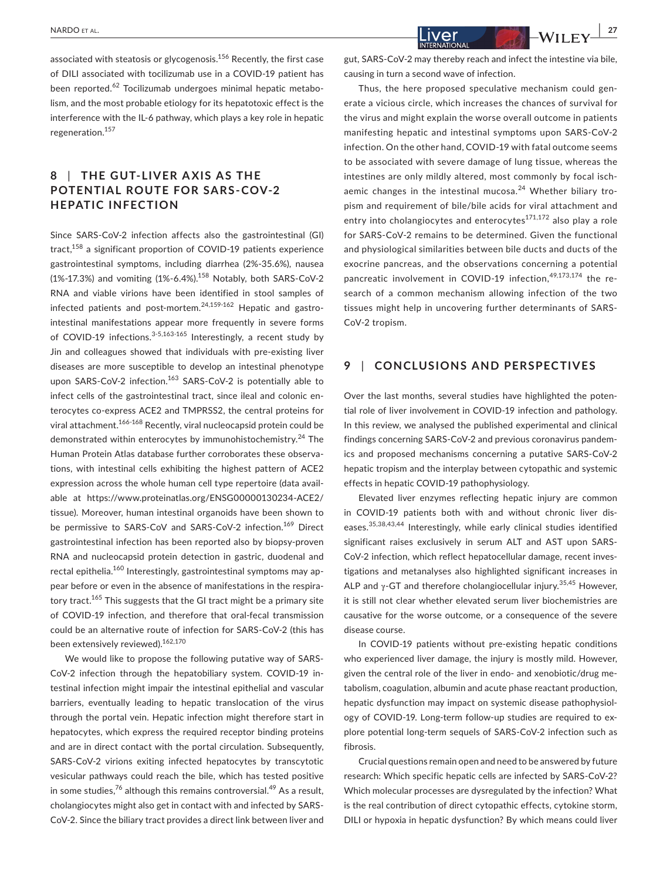associated with steatosis or glycogenosis.[156] Recently, the first case of DILI associated with tocilizumab use in a COVID-19 patient has been reported.[62] Tocilizumab undergoes minimal hepatic metabolism, and the most probable etiology for its hepatotoxic effect is the interference with the IL-6 pathway, which plays a key role in hepatic regeneration.[157]

## 8 | THE GUT-LIVER AXIS AS THE POTENTIAL ROUTE FOR SARS-COV-2 HEPATIC INFECTION

Since SARS-CoV-2 infection affects also the gastrointestinal (GI) tract,[158] a significant proportion of COVID-19 patients experience gastrointestinal symptoms, including diarrhea (2%-35.6%), nausea (1%-17.3%) and vomiting (1%-6.4%).[158] Notably, both SARS-CoV-2 RNA and viable virions have been identified in stool samples of infected patients and post-mortem.[24,159-162] Hepatic and gastrointestinal manifestations appear more frequently in severe forms of COVID-19 infections.[3-5,163-165] Interestingly, a recent study by Jin and colleagues showed that individuals with pre-existing liver diseases are more susceptible to develop an intestinal phenotype upon SARS-CoV-2 infection.[163] SARS-CoV-2 is potentially able to infect cells of the gastrointestinal tract, since ileal and colonic enterocytes co-express ACE2 and TMPRSS2, the central proteins for viral attachment.[166-168] Recently, viral nucleocapsid protein could be demonstrated within enterocytes by immunohistochemistry.[24] The Human Protein Atlas database further corroborates these observations, with intestinal cells exhibiting the highest pattern of ACE2 expression across the whole human cell type repertoire (data available at https://www.proteinatlas.org/ENSG00000130234-ACE2/tissue). Moreover, human intestinal organoids have been shown to be permissive to SARS-CoV and SARS-CoV-2 infection.[169] Direct gastrointestinal infection has been reported also by biopsy-proven RNA and nucleocapsid protein detection in gastric, duodenal and rectal epithelia.[160] Interestingly, gastrointestinal symptoms may appear before or even in the absence of manifestations in the respiratory tract.[165] This suggests that the GI tract might be a primary site of COVID-19 infection, and therefore that oral-fecal transmission could be an alternative route of infection for SARS-CoV-2 (this has been extensively reviewed).[162,170]

We would like to propose the following putative way of SARS-CoV-2 infection through the hepatobiliary system. COVID-19 intestinal infection might impair the intestinal epithelial and vascular barriers, eventually leading to hepatic translocation of the virus through the portal vein. Hepatic infection might therefore start in hepatocytes, which express the required receptor binding proteins and are in direct contact with the portal circulation. Subsequently, SARS-CoV-2 virions exiting infected hepatocytes by transcytotic vesicular pathways could reach the bile, which has tested positive in some studies,[76] although this remains controversial.[49] As a result, cholangiocytes might also get in contact with and infected by SARS-CoV-2. Since the biliary tract provides a direct link between liver and gut, SARS-CoV-2 may thereby reach and infect the intestine via bile, causing in turn a second wave of infection.

Thus, the here proposed speculative mechanism could generate a vicious circle, which increases the chances of survival for the virus and might explain the worse overall outcome in patients manifesting hepatic and intestinal symptoms upon SARS-CoV-2 infection. On the other hand, COVID-19 with fatal outcome seems to be associated with severe damage of lung tissue, whereas the intestines are only mildly altered, most commonly by focal ischaemic changes in the intestinal mucosa.[24] Whether biliary tropism and requirement of bile/bile acids for viral attachment and entry into cholangiocytes and enterocytes[171,172] also play a role for SARS-CoV-2 remains to be determined. Given the functional and physiological similarities between bile ducts and ducts of the exocrine pancreas, and the observations concerning a potential pancreatic involvement in COVID-19 infection,[49,173,174] the research of a common mechanism allowing infection of the two tissues might help in uncovering further determinants of SARS-CoV-2 tropism.

## 9 | CONCLUSIONS AND PERSPECTIVES

Over the last months, several studies have highlighted the potential role of liver involvement in COVID-19 infection and pathology. In this review, we analysed the published experimental and clinical findings concerning SARS-CoV-2 and previous coronavirus pandemics and proposed mechanisms concerning a putative SARS-CoV-2 hepatic tropism and the interplay between cytopathic and systemic effects in hepatic COVID-19 pathophysiology.

Elevated liver enzymes reflecting hepatic injury are common in COVID-19 patients both with and without chronic liver diseases.[35,38,43,44] Interestingly, while early clinical studies identified significant raises exclusively in serum ALT and AST upon SARS-CoV-2 infection, which reflect hepatocellular damage, recent investigations and metanalyses also highlighted significant increases in ALP and γ-GT and therefore cholangiocellular injury.[35,45] However, it is still not clear whether elevated serum liver biochemistries are causative for the worse outcome, or a consequence of the severe disease course.

In COVID-19 patients without pre-existing hepatic conditions who experienced liver damage, the injury is mostly mild. However, given the central role of the liver in endo- and xenobiotic/drug metabolism, coagulation, albumin and acute phase reactant production, hepatic dysfunction may impact on systemic disease pathophysiology of COVID-19. Long-term follow-up studies are required to explore potential long-term sequels of SARS-CoV-2 infection such as fibrosis.

Crucial questions remain open and need to be answered by future research: Which specific hepatic cells are infected by SARS-CoV-2? Which molecular processes are dysregulated by the infection? What is the real contribution of direct cytopathic effects, cytokine storm, DILI or hypoxia in hepatic dysfunction? By which means could liver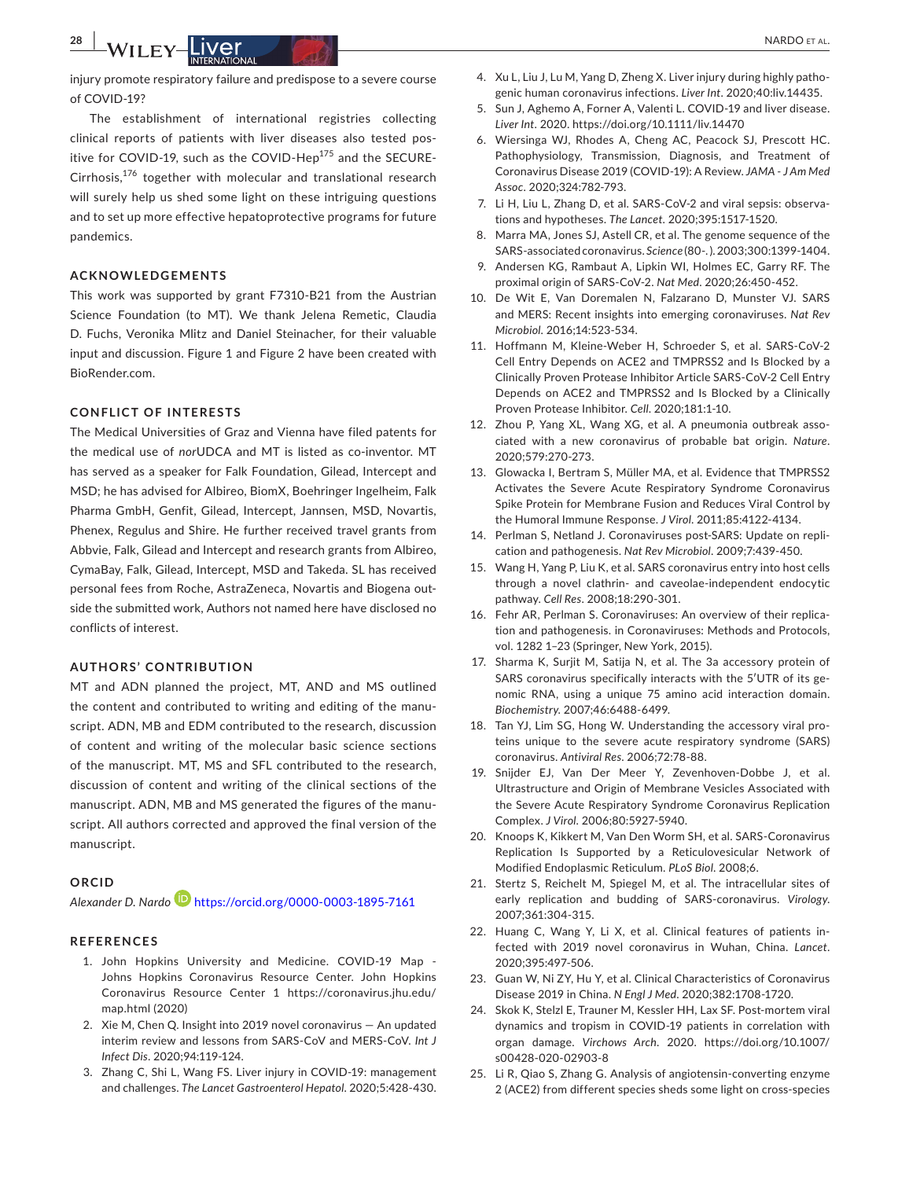injury promote respiratory failure and predispose to a severe course of COVID-19?

The establishment of international registries collecting clinical reports of patients with liver diseases also tested positive for COVID-19, such as the COVID-Hep[175] and the SECURE-Cirrhosis,[176] together with molecular and translational research will surely help us shed some light on these intriguing questions and to set up more effective hepatoprotective programs for future pandemics.

## ACKNOWLEDGEMENTS

This work was supported by grant F7310-B21 from the Austrian Science Foundation (to MT). We thank Jelena Remetic, Claudia D. Fuchs, Veronika Mlitz and Daniel Steinacher, for their valuable input and discussion. Figure 1 and Figure 2 have been created with BioRender.com.

## CONFLICT OF INTERESTS

The Medical Universities of Graz and Vienna have filed patents for the medical use of *nor*UDCA and MT is listed as co-inventor. MT has served as a speaker for Falk Foundation, Gilead, Intercept and MSD; he has advised for Albireo, BiomX, Boehringer Ingelheim, Falk Pharma GmbH, Genfit, Gilead, Intercept, Jannsen, MSD, Novartis, Phenex, Regulus and Shire. He further received travel grants from Abbvie, Falk, Gilead and Intercept and research grants from Albireo, CymaBay, Falk, Gilead, Intercept, MSD and Takeda. SL has received personal fees from Roche, AstraZeneca, Novartis and Biogena outside the submitted work, Authors not named here have disclosed no conflicts of interest.

## AUTHORS' CONTRIBUTION

MT and ADN planned the project, MT, AND and MS outlined the content and contributed to writing and editing of the manuscript. ADN, MB and EDM contributed to the research, discussion of content and writing of the molecular basic science sections of the manuscript. MT, MS and SFL contributed to the research, discussion of content and writing of the clinical sections of the manuscript. ADN, MB and MS generated the figures of the manuscript. All authors corrected and approved the final version of the manuscript.

## ORCID

*Alexander D. Nardo* https://orcid.org/0000-0003-1895-7161

## REFERENCES

1. John Hopkins University and Medicine. COVID-19 Map - Johns Hopkins Coronavirus Resource Center. John Hopkins Coronavirus Resource Center 1 https://coronavirus.jhu.edu/map.html (2020)
2. Xie M, Chen Q. Insight into 2019 novel coronavirus — An updated interim review and lessons from SARS-CoV and MERS-CoV. *Int J Infect Dis*. 2020;94:119-124.
3. Zhang C, Shi L, Wang FS. Liver injury in COVID-19: management and challenges. *The Lancet Gastroenterol Hepatol*. 2020;5:428-430.
4. Xu L, Liu J, Lu M, Yang D, Zheng X. Liver injury during highly pathogenic human coronavirus infections. *Liver Int*. 2020;40:liv.14435.
5. Sun J, Aghemo A, Forner A, Valenti L. COVID-19 and liver disease. *Liver Int*. 2020. https://doi.org/10.1111/liv.14470
6. Wiersinga WJ, Rhodes A, Cheng AC, Peacock SJ, Prescott HC. Pathophysiology, Transmission, Diagnosis, and Treatment of Coronavirus Disease 2019 (COVID-19): A Review. *JAMA - J Am Med Assoc*. 2020;324:782-793.
7. Li H, Liu L, Zhang D, et al. SARS-CoV-2 and viral sepsis: observations and hypotheses. *The Lancet*. 2020;395:1517-1520.
8. Marra MA, Jones SJ, Astell CR, et al. The genome sequence of the SARS-associated coronavirus. *Science* (80-. ). 2003;300:1399-1404.
9. Andersen KG, Rambaut A, Lipkin WI, Holmes EC, Garry RF. The proximal origin of SARS-CoV-2. *Nat Med*. 2020;26:450-452.
10. De Wit E, Van Doremalen N, Falzarano D, Munster VJ. SARS and MERS: Recent insights into emerging coronaviruses. *Nat Rev Microbiol*. 2016;14:523-534.
11. Hoffmann M, Kleine-Weber H, Schroeder S, et al. SARS-CoV-2 Cell Entry Depends on ACE2 and TMPRSS2 and Is Blocked by a Clinically Proven Protease Inhibitor Article SARS-CoV-2 Cell Entry Depends on ACE2 and TMPRSS2 and Is Blocked by a Clinically Proven Protease Inhibitor. *Cell*. 2020;181:1-10.
12. Zhou P, Yang XL, Wang XG, et al. A pneumonia outbreak associated with a new coronavirus of probable bat origin. *Nature*. 2020;579:270-273.
13. Glowacka I, Bertram S, Müller MA, et al. Evidence that TMPRSS2 Activates the Severe Acute Respiratory Syndrome Coronavirus Spike Protein for Membrane Fusion and Reduces Viral Control by the Humoral Immune Response. *J Virol*. 2011;85:4122-4134.
14. Perlman S, Netland J. Coronaviruses post-SARS: Update on replication and pathogenesis. *Nat Rev Microbiol*. 2009;7:439-450.
15. Wang H, Yang P, Liu K, et al. SARS coronavirus entry into host cells through a novel clathrin- and caveolae-independent endocytic pathway. *Cell Res*. 2008;18:290-301.
16. Fehr AR, Perlman S. Coronaviruses: An overview of their replication and pathogenesis. in Coronaviruses: Methods and Protocols, vol. 1282 1–23 (Springer, New York, 2015).
17. Sharma K, Surjit M, Satija N, et al. The 3a accessory protein of SARS coronavirus specifically interacts with the 5′UTR of its genomic RNA, using a unique 75 amino acid interaction domain. *Biochemistry*. 2007;46:6488-6499.
18. Tan YJ, Lim SG, Hong W. Understanding the accessory viral proteins unique to the severe acute respiratory syndrome (SARS) coronavirus. *Antiviral Res*. 2006;72:78-88.
19. Snijder EJ, Van Der Meer Y, Zevenhoven-Dobbe J, et al. Ultrastructure and Origin of Membrane Vesicles Associated with the Severe Acute Respiratory Syndrome Coronavirus Replication Complex. *J Virol*. 2006;80:5927-5940.
20. Knoops K, Kikkert M, Van Den Worm SH, et al. SARS-Coronavirus Replication Is Supported by a Reticulovesicular Network of Modified Endoplasmic Reticulum. *PLoS Biol*. 2008;6.
21. Stertz S, Reichelt M, Spiegel M, et al. The intracellular sites of early replication and budding of SARS-coronavirus. *Virology*. 2007;361:304-315.
22. Huang C, Wang Y, Li X, et al. Clinical features of patients infected with 2019 novel coronavirus in Wuhan, China. *Lancet*. 2020;395:497-506.
23. Guan W, Ni ZY, Hu Y, et al. Clinical Characteristics of Coronavirus Disease 2019 in China. *N Engl J Med*. 2020;382:1708-1720.
24. Skok K, Stelzl E, Trauner M, Kessler HH, Lax SF. Post-mortem viral dynamics and tropism in COVID-19 patients in correlation with organ damage. *Virchows Arch*. 2020. https://doi.org/10.1007/s00428-020-02903-8
25. Li R, Qiao S, Zhang G. Analysis of angiotensin-converting enzyme 2 (ACE2) from different species sheds some light on cross-species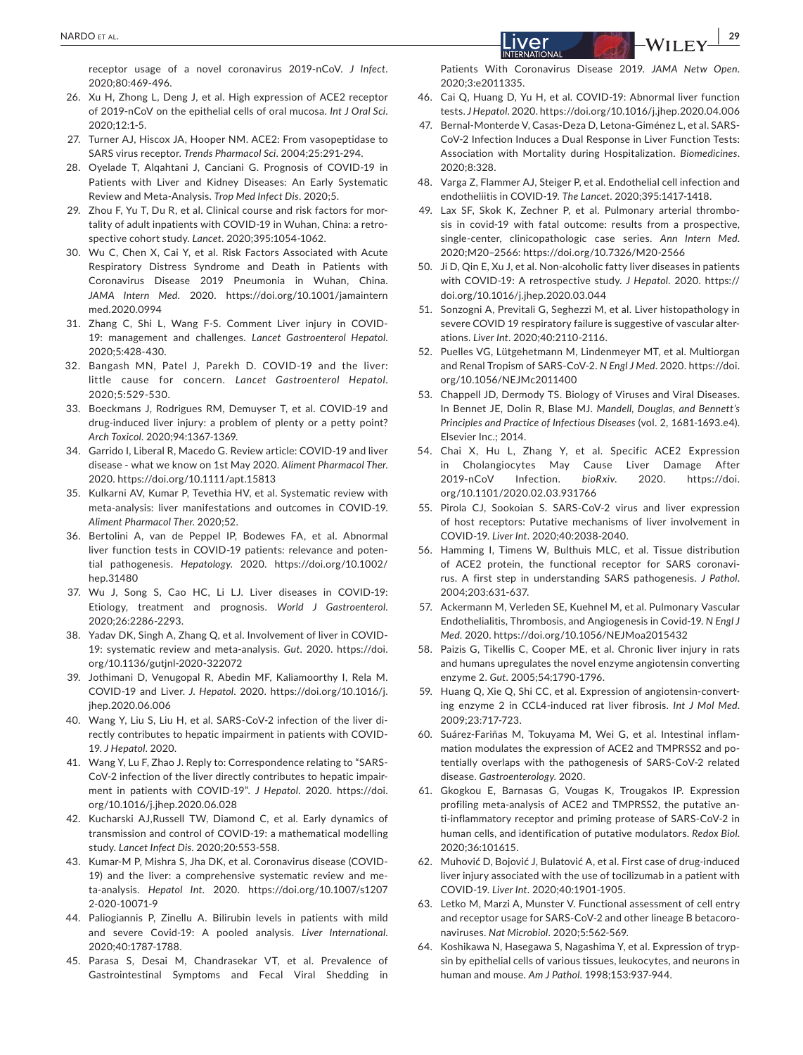receptor usage of a novel coronavirus 2019-nCoV. *J Infect*. 2020;80:469-496.

26. Xu H, Zhong L, Deng J, et al. High expression of ACE2 receptor of 2019-nCoV on the epithelial cells of oral mucosa. *Int J Oral Sci*. 2020;12:1-5.
27. Turner AJ, Hiscox JA, Hooper NM. ACE2: From vasopeptidase to SARS virus receptor. *Trends Pharmacol Sci*. 2004;25:291-294.
28. Oyelade T, Alqahtani J, Canciani G. Prognosis of COVID-19 in Patients with Liver and Kidney Diseases: An Early Systematic Review and Meta-Analysis. *Trop Med Infect Dis*. 2020;5.
29. Zhou F, Yu T, Du R, et al. Clinical course and risk factors for mortality of adult inpatients with COVID-19 in Wuhan, China: a retrospective cohort study. *Lancet*. 2020;395:1054-1062.
30. Wu C, Chen X, Cai Y, et al. Risk Factors Associated with Acute Respiratory Distress Syndrome and Death in Patients with Coronavirus Disease 2019 Pneumonia in Wuhan, China. *JAMA Intern Med*. 2020. https://doi.org/10.1001/jamainternmed.2020.0994
31. Zhang C, Shi L, Wang F-S. Comment Liver injury in COVID-19: management and challenges. *Lancet Gastroenterol Hepatol*. 2020;5:428-430.
32. Bangash MN, Patel J, Parekh D. COVID-19 and the liver: little cause for concern. *Lancet Gastroenterol Hepatol*. 2020;5:529-530.
33. Boeckmans J, Rodrigues RM, Demuyser T, et al. COVID-19 and drug-induced liver injury: a problem of plenty or a petty point? *Arch Toxicol.* 2020;94:1367-1369.
34. Garrido I, Liberal R, Macedo G. Review article: COVID-19 and liver disease - what we know on 1st May 2020. *Aliment Pharmacol Ther.* 2020. https://doi.org/10.1111/apt.15813
35. Kulkarni AV, Kumar P, Tevethia HV, et al. Systematic review with meta-analysis: liver manifestations and outcomes in COVID-19. *Aliment Pharmacol Ther.* 2020;52.
36. Bertolini A, van de Peppel IP, Bodewes FA, et al. Abnormal liver function tests in COVID-19 patients: relevance and potential pathogenesis. *Hepatology.* 2020. https://doi.org/10.1002/hep.31480
37. Wu J, Song S, Cao HC, Li LJ. Liver diseases in COVID-19: Etiology, treatment and prognosis. *World J Gastroenterol*. 2020;26:2286-2293.
38. Yadav DK, Singh A, Zhang Q, et al. Involvement of liver in COVID-19: systematic review and meta-analysis. *Gut*. 2020. https://doi.org/10.1136/gutjnl-2020-322072
39. Jothimani D, Venugopal R, Abedin MF, Kaliamoorthy I, Rela M. COVID-19 and Liver. *J. Hepatol*. 2020. https://doi.org/10.1016/j.jhep.2020.06.006
40. Wang Y, Liu S, Liu H, et al. SARS-CoV-2 infection of the liver directly contributes to hepatic impairment in patients with COVID-19. *J Hepatol*. 2020.
41. Wang Y, Lu F, Zhao J. Reply to: Correspondence relating to "SARS-CoV-2 infection of the liver directly contributes to hepatic impairment in patients with COVID-19". *J Hepatol*. 2020. https://doi.org/10.1016/j.jhep.2020.06.028
42. Kucharski AJ,Russell TW, Diamond C, et al. Early dynamics of transmission and control of COVID-19: a mathematical modelling study. *Lancet Infect Dis*. 2020;20:553-558.
43. Kumar-M P, Mishra S, Jha DK, et al. Coronavirus disease (COVID-19) and the liver: a comprehensive systematic review and meta-analysis. *Hepatol Int*. 2020. https://doi.org/10.1007/s12072-020-10071-9
44. Paliogiannis P, Zinellu A. Bilirubin levels in patients with mild and severe Covid-19: A pooled analysis. *Liver International*. 2020;40:1787-1788.
45. Parasa S, Desai M, Chandrasekar VT, et al. Prevalence of Gastrointestinal Symptoms and Fecal Viral Shedding in Patients With Coronavirus Disease 2019. *JAMA Netw Open*. 2020;3:e2011335.
46. Cai Q, Huang D, Yu H, et al. COVID-19: Abnormal liver function tests. *J Hepatol*. 2020. https://doi.org/10.1016/j.jhep.2020.04.006
47. Bernal-Monterde V, Casas-Deza D, Letona-Giménez L, et al. SARS-CoV-2 Infection Induces a Dual Response in Liver Function Tests: Association with Mortality during Hospitalization. *Biomedicines*. 2020;8:328.
48. Varga Z, Flammer AJ, Steiger P, et al. Endothelial cell infection and endotheliitis in COVID-19. *The Lancet*. 2020;395:1417-1418.
49. Lax SF, Skok K, Zechner P, et al. Pulmonary arterial thrombosis in covid-19 with fatal outcome: results from a prospective, single-center, clinicopathologic case series. *Ann Intern Med*. 2020;M20–2566: https://doi.org/10.7326/M20-2566
50. Ji D, Qin E, Xu J, et al. Non-alcoholic fatty liver diseases in patients with COVID-19: A retrospective study. *J Hepatol.* 2020. https://doi.org/10.1016/j.jhep.2020.03.044
51. Sonzogni A, Previtali G, Seghezzi M, et al. Liver histopathology in severe COVID 19 respiratory failure is suggestive of vascular alterations. *Liver Int*. 2020;40:2110-2116.
52. Puelles VG, Lütgehetmann M, Lindenmeyer MT, et al. Multiorgan and Renal Tropism of SARS-CoV-2. *N Engl J Med*. 2020. https://doi.org/10.1056/NEJMc2011400
53. Chappell JD, Dermody TS. Biology of Viruses and Viral Diseases. In Bennet JE, Dolin R, Blase MJ. *Mandell, Douglas, and Bennett's Principles and Practice of Infectious Diseases* (vol. 2, 1681-1693.e4). Elsevier Inc.; 2014.
54. Chai X, Hu L, Zhang Y, et al. Specific ACE2 Expression in Cholangiocytes May Cause Liver Damage After 2019-nCoV Infection. *bioRxiv*. 2020. https://doi.org/10.1101/2020.02.03.931766
55. Pirola CJ, Sookoian S. SARS-CoV-2 virus and liver expression of host receptors: Putative mechanisms of liver involvement in COVID-19. *Liver Int*. 2020;40:2038-2040.
56. Hamming I, Timens W, Bulthuis MLC, et al. Tissue distribution of ACE2 protein, the functional receptor for SARS coronavirus. A first step in understanding SARS pathogenesis. *J Pathol*. 2004;203:631-637.
57. Ackermann M, Verleden SE, Kuehnel M, et al. Pulmonary Vascular Endothelialitis, Thrombosis, and Angiogenesis in Covid-19. *N Engl J Med*. 2020. https://doi.org/10.1056/NEJMoa2015432
58. Paizis G, Tikellis C, Cooper ME, et al. Chronic liver injury in rats and humans upregulates the novel enzyme angiotensin converting enzyme 2. *Gut*. 2005;54:1790-1796.
59. Huang Q, Xie Q, Shi CC, et al. Expression of angiotensin-converting enzyme 2 in CCL4-induced rat liver fibrosis. *Int J Mol Med*. 2009;23:717-723.
60. Suárez-Fariñas M, Tokuyama M, Wei G, et al. Intestinal inflammation modulates the expression of ACE2 and TMPRSS2 and potentially overlaps with the pathogenesis of SARS-CoV-2 related disease. *Gastroenterology.* 2020.
61. Gkogkou E, Barnasas G, Vougas K, Trougakos IP. Expression profiling meta-analysis of ACE2 and TMPRSS2, the putative anti-inflammatory receptor and priming protease of SARS-CoV-2 in human cells, and identification of putative modulators. *Redox Biol*. 2020;36:101615.
62. Muhović D, Bojović J, Bulatović A, et al. First case of drug-induced liver injury associated with the use of tocilizumab in a patient with COVID-19. *Liver Int*. 2020;40:1901-1905.
63. Letko M, Marzi A, Munster V. Functional assessment of cell entry and receptor usage for SARS-CoV-2 and other lineage B betacoronaviruses. *Nat Microbiol*. 2020;5:562-569.
64. Koshikawa N, Hasegawa S, Nagashima Y, et al. Expression of trypsin by epithelial cells of various tissues, leukocytes, and neurons in human and mouse. *Am J Pathol*. 1998;153:937-944.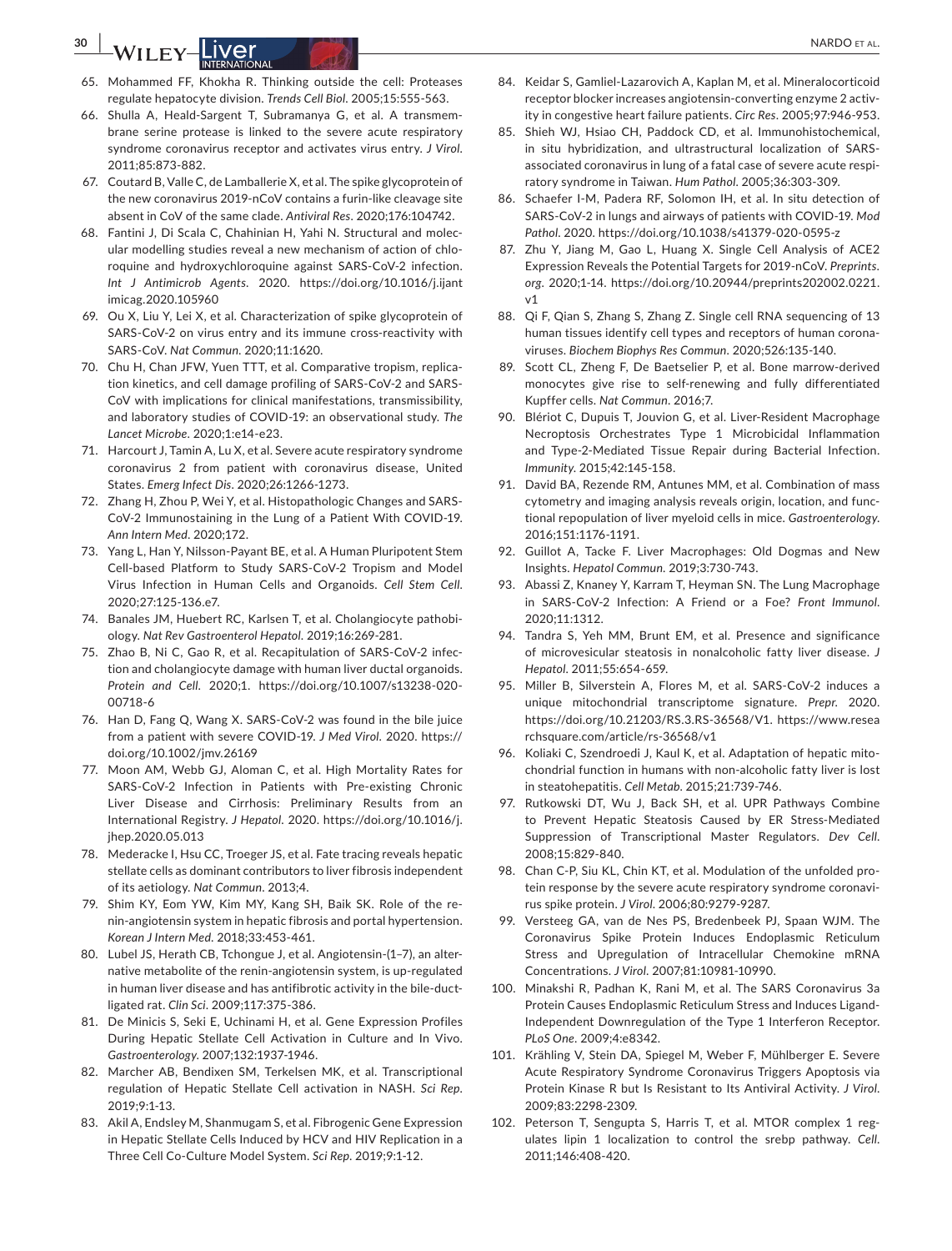65. Mohammed FF, Khokha R. Thinking outside the cell: Proteases regulate hepatocyte division. *Trends Cell Biol*. 2005;15:555-563.
66. Shulla A, Heald-Sargent T, Subramanya G, et al. A transmembrane serine protease is linked to the severe acute respiratory syndrome coronavirus receptor and activates virus entry. *J Virol*. 2011;85:873-882.
67. Coutard B, Valle C, de Lamballerie X, et al. The spike glycoprotein of the new coronavirus 2019-nCoV contains a furin-like cleavage site absent in CoV of the same clade. *Antiviral Res*. 2020;176:104742.
68. Fantini J, Di Scala C, Chahinian H, Yahi N. Structural and molecular modelling studies reveal a new mechanism of action of chloroquine and hydroxychloroquine against SARS-CoV-2 infection. *Int J Antimicrob Agents*. 2020. https://doi.org/10.1016/j.ijantimicag.2020.105960
69. Ou X, Liu Y, Lei X, et al. Characterization of spike glycoprotein of SARS-CoV-2 on virus entry and its immune cross-reactivity with SARS-CoV. *Nat Commun*. 2020;11:1620.
70. Chu H, Chan JFW, Yuen TTT, et al. Comparative tropism, replication kinetics, and cell damage profiling of SARS-CoV-2 and SARS-CoV with implications for clinical manifestations, transmissibility, and laboratory studies of COVID-19: an observational study. *The Lancet Microbe*. 2020;1:e14-e23.
71. Harcourt J, Tamin A, Lu X, et al. Severe acute respiratory syndrome coronavirus 2 from patient with coronavirus disease, United States. *Emerg Infect Dis*. 2020;26:1266-1273.
72. Zhang H, Zhou P, Wei Y, et al. Histopathologic Changes and SARS-CoV-2 Immunostaining in the Lung of a Patient With COVID-19. *Ann Intern Med*. 2020;172.
73. Yang L, Han Y, Nilsson-Payant BE, et al. A Human Pluripotent Stem Cell-based Platform to Study SARS-CoV-2 Tropism and Model Virus Infection in Human Cells and Organoids. *Cell Stem Cell*. 2020;27:125-136.e7.
74. Banales JM, Huebert RC, Karlsen T, et al. Cholangiocyte pathobiology. *Nat Rev Gastroenterol Hepatol*. 2019;16:269-281.
75. Zhao B, Ni C, Gao R, et al. Recapitulation of SARS-CoV-2 infection and cholangiocyte damage with human liver ductal organoids. *Protein and Cell*. 2020;1. https://doi.org/10.1007/s13238-020-00718-6
76. Han D, Fang Q, Wang X. SARS-CoV-2 was found in the bile juice from a patient with severe COVID-19. *J Med Virol*. 2020. https://doi.org/10.1002/jmv.26169
77. Moon AM, Webb GJ, Aloman C, et al. High Mortality Rates for SARS-CoV-2 Infection in Patients with Pre-existing Chronic Liver Disease and Cirrhosis: Preliminary Results from an International Registry. *J Hepatol*. 2020. https://doi.org/10.1016/j.jhep.2020.05.013
78. Mederacke I, Hsu CC, Troeger JS, et al. Fate tracing reveals hepatic stellate cells as dominant contributors to liver fibrosis independent of its aetiology. *Nat Commun*. 2013;4.
79. Shim KY, Eom YW, Kim MY, Kang SH, Baik SK. Role of the renin-angiotensin system in hepatic fibrosis and portal hypertension. *Korean J Intern Med*. 2018;33:453-461.
80. Lubel JS, Herath CB, Tchongue J, et al. Angiotensin-(1–7), an alternative metabolite of the renin-angiotensin system, is up-regulated in human liver disease and has antifibrotic activity in the bile-duct-ligated rat. *Clin Sci*. 2009;117:375-386.
81. De Minicis S, Seki E, Uchinami H, et al. Gene Expression Profiles During Hepatic Stellate Cell Activation in Culture and In Vivo. *Gastroenterology*. 2007;132:1937-1946.
82. Marcher AB, Bendixen SM, Terkelsen MK, et al. Transcriptional regulation of Hepatic Stellate Cell activation in NASH. *Sci Rep*. 2019;9:1-13.
83. Akil A, Endsley M, Shanmugam S, et al. Fibrogenic Gene Expression in Hepatic Stellate Cells Induced by HCV and HIV Replication in a Three Cell Co-Culture Model System. *Sci Rep*. 2019;9:1-12.
84. Keidar S, Gamliel-Lazarovich A, Kaplan M, et al. Mineralocorticoid receptor blocker increases angiotensin-converting enzyme 2 activity in congestive heart failure patients. *Circ Res*. 2005;97:946-953.
85. Shieh WJ, Hsiao CH, Paddock CD, et al. Immunohistochemical, in situ hybridization, and ultrastructural localization of SARS-associated coronavirus in lung of a fatal case of severe acute respiratory syndrome in Taiwan. *Hum Pathol*. 2005;36:303-309.
86. Schaefer I-M, Padera RF, Solomon IH, et al. In situ detection of SARS-CoV-2 in lungs and airways of patients with COVID-19. *Mod Pathol*. 2020. https://doi.org/10.1038/s41379-020-0595-z
87. Zhu Y, Jiang M, Gao L, Huang X. Single Cell Analysis of ACE2 Expression Reveals the Potential Targets for 2019-nCoV. *Preprints.org*. 2020;1-14. https://doi.org/10.20944/preprints202002.0221.v1
88. Qi F, Qian S, Zhang S, Zhang Z. Single cell RNA sequencing of 13 human tissues identify cell types and receptors of human coronaviruses. *Biochem Biophys Res Commun*. 2020;526:135-140.
89. Scott CL, Zheng F, De Baetselier P, et al. Bone marrow-derived monocytes give rise to self-renewing and fully differentiated Kupffer cells. *Nat Commun*. 2016;7.
90. Blériot C, Dupuis T, Jouvion G, et al. Liver-Resident Macrophage Necroptosis Orchestrates Type 1 Microbicidal Inflammation and Type-2-Mediated Tissue Repair during Bacterial Infection. *Immunity*. 2015;42:145-158.
91. David BA, Rezende RM, Antunes MM, et al. Combination of mass cytometry and imaging analysis reveals origin, location, and functional repopulation of liver myeloid cells in mice. *Gastroenterology*. 2016;151:1176-1191.
92. Guillot A, Tacke F. Liver Macrophages: Old Dogmas and New Insights. *Hepatol Commun*. 2019;3:730-743.
93. Abassi Z, Knaney Y, Karram T, Heyman SN. The Lung Macrophage in SARS-CoV-2 Infection: A Friend or a Foe? *Front Immunol*. 2020;11:1312.
94. Tandra S, Yeh MM, Brunt EM, et al. Presence and significance of microvesicular steatosis in nonalcoholic fatty liver disease. *J Hepatol*. 2011;55:654-659.
95. Miller B, Silverstein A, Flores M, et al. SARS-CoV-2 induces a unique mitochondrial transcriptome signature. *Prepr*. 2020. https://doi.org/10.21203/RS.3.RS-36568/V1. https://www.researchsquare.com/article/rs-36568/v1
96. Koliaki C, Szendroedi J, Kaul K, et al. Adaptation of hepatic mitochondrial function in humans with non-alcoholic fatty liver is lost in steatohepatitis. *Cell Metab*. 2015;21:739-746.
97. Rutkowski DT, Wu J, Back SH, et al. UPR Pathways Combine to Prevent Hepatic Steatosis Caused by ER Stress-Mediated Suppression of Transcriptional Master Regulators. *Dev Cell*. 2008;15:829-840.
98. Chan C-P, Siu KL, Chin KT, et al. Modulation of the unfolded protein response by the severe acute respiratory syndrome coronavirus spike protein. *J Virol*. 2006;80:9279-9287.
99. Versteeg GA, van de Nes PS, Bredenbeek PJ, Spaan WJM. The Coronavirus Spike Protein Induces Endoplasmic Reticulum Stress and Upregulation of Intracellular Chemokine mRNA Concentrations. *J Virol*. 2007;81:10981-10990.
100. Minakshi R, Padhan K, Rani M, et al. The SARS Coronavirus 3a Protein Causes Endoplasmic Reticulum Stress and Induces Ligand-Independent Downregulation of the Type 1 Interferon Receptor. *PLoS One*. 2009;4:e8342.
101. Krähling V, Stein DA, Spiegel M, Weber F, Mühlberger E. Severe Acute Respiratory Syndrome Coronavirus Triggers Apoptosis via Protein Kinase R but Is Resistant to Its Antiviral Activity. *J Virol*. 2009;83:2298-2309.
102. Peterson T, Sengupta S, Harris T, et al. MTOR complex 1 regulates lipin 1 localization to control the srebp pathway. *Cell*. 2011;146:408-420.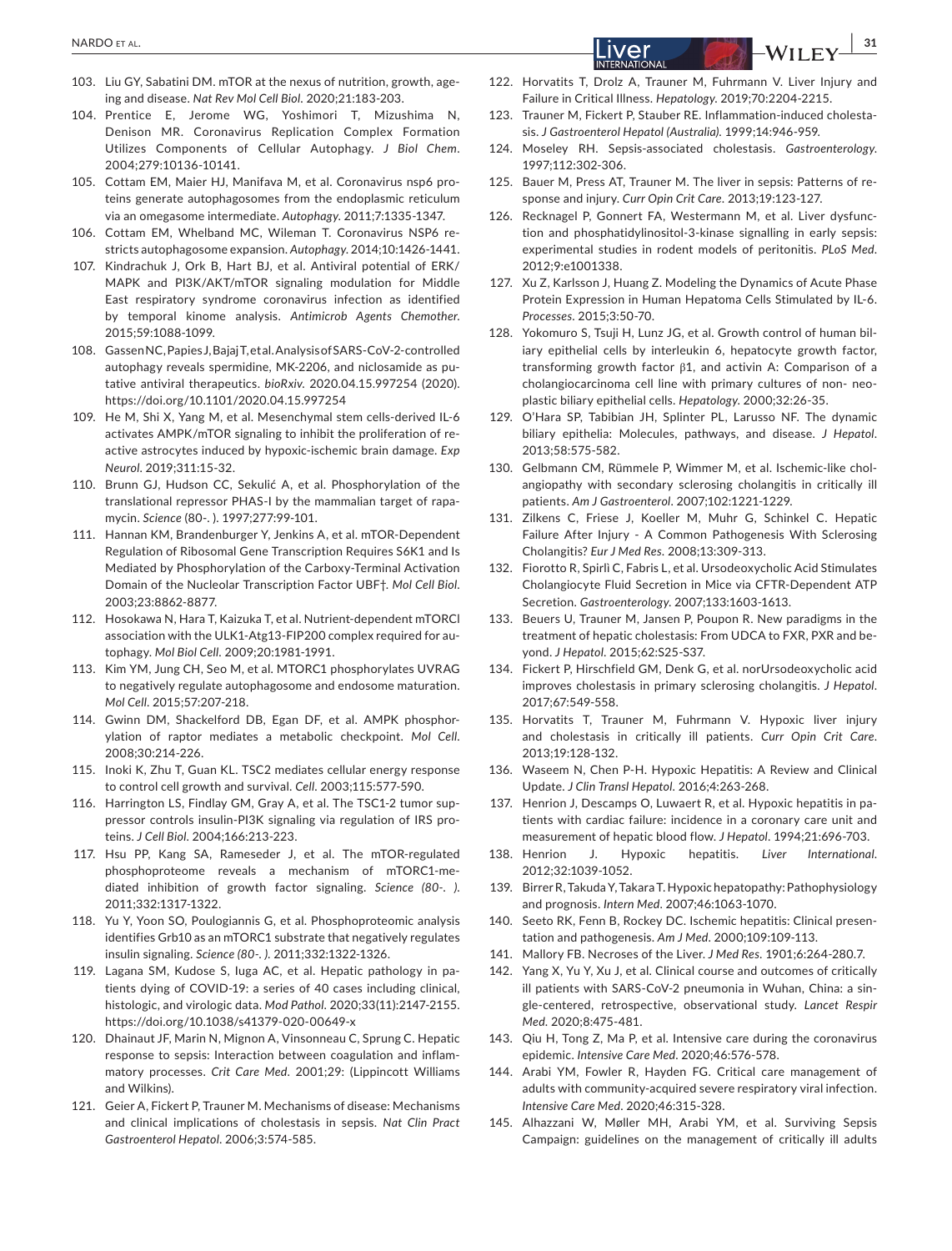103. Liu GY, Sabatini DM. mTOR at the nexus of nutrition, growth, ageing and disease. *Nat Rev Mol Cell Biol*. 2020;21:183-203.
104. Prentice E, Jerome WG, Yoshimori T, Mizushima N, Denison MR. Coronavirus Replication Complex Formation Utilizes Components of Cellular Autophagy. *J Biol Chem*. 2004;279:10136-10141.
105. Cottam EM, Maier HJ, Manifava M, et al. Coronavirus nsp6 proteins generate autophagosomes from the endoplasmic reticulum via an omegasome intermediate. *Autophagy*. 2011;7:1335-1347.
106. Cottam EM, Whelband MC, Wileman T. Coronavirus NSP6 restricts autophagosome expansion. *Autophagy*. 2014;10:1426-1441.
107. Kindrachuk J, Ork B, Hart BJ, et al. Antiviral potential of ERK/MAPK and PI3K/AKT/mTOR signaling modulation for Middle East respiratory syndrome coronavirus infection as identified by temporal kinome analysis. *Antimicrob Agents Chemother*. 2015;59:1088-1099.
108. Gassen NC, Papies J, Bajaj T, et al. Analysis of SARS-CoV-2-controlled autophagy reveals spermidine, MK-2206, and niclosamide as putative antiviral therapeutics. *bioRxiv*. 2020.04.15.997254 (2020). https://doi.org/10.1101/2020.04.15.997254
109. He M, Shi X, Yang M, et al. Mesenchymal stem cells-derived IL-6 activates AMPK/mTOR signaling to inhibit the proliferation of reactive astrocytes induced by hypoxic-ischemic brain damage. *Exp Neurol*. 2019;311:15-32.
110. Brunn GJ, Hudson CC, Sekulić A, et al. Phosphorylation of the translational repressor PHAS-I by the mammalian target of rapamycin. *Science* (80-. ). 1997;277:99-101.
111. Hannan KM, Brandenburger Y, Jenkins A, et al. mTOR-Dependent Regulation of Ribosomal Gene Transcription Requires S6K1 and Is Mediated by Phosphorylation of the Carboxy-Terminal Activation Domain of the Nucleolar Transcription Factor UBF†. *Mol Cell Biol*. 2003;23:8862-8877.
112. Hosokawa N, Hara T, Kaizuka T, et al. Nutrient-dependent mTORCl association with the ULK1-Atg13-FIP200 complex required for autophagy. *Mol Biol Cell*. 2009;20:1981-1991.
113. Kim YM, Jung CH, Seo M, et al. MTORC1 phosphorylates UVRAG to negatively regulate autophagosome and endosome maturation. *Mol Cell*. 2015;57:207-218.
114. Gwinn DM, Shackelford DB, Egan DF, et al. AMPK phosphorylation of raptor mediates a metabolic checkpoint. *Mol Cell*. 2008;30:214-226.
115. Inoki K, Zhu T, Guan KL. TSC2 mediates cellular energy response to control cell growth and survival. *Cell*. 2003;115:577-590.
116. Harrington LS, Findlay GM, Gray A, et al. The TSC1-2 tumor suppressor controls insulin-PI3K signaling via regulation of IRS proteins. *J Cell Biol*. 2004;166:213-223.
117. Hsu PP, Kang SA, Rameseder J, et al. The mTOR-regulated phosphoproteome reveals a mechanism of mTORC1-mediated inhibition of growth factor signaling. *Science (80-. )*. 2011;332:1317-1322.
118. Yu Y, Yoon SO, Poulogiannis G, et al. Phosphoproteomic analysis identifies Grb10 as an mTORC1 substrate that negatively regulates insulin signaling. *Science (80-. )*. 2011;332:1322-1326.
119. Lagana SM, Kudose S, Iuga AC, et al. Hepatic pathology in patients dying of COVID-19: a series of 40 cases including clinical, histologic, and virologic data. *Mod Pathol*. 2020;33(11):2147-2155. https://doi.org/10.1038/s41379-020-00649-x
120. Dhainaut JF, Marin N, Mignon A, Vinsonneau C, Sprung C. Hepatic response to sepsis: Interaction between coagulation and inflammatory processes. *Crit Care Med*. 2001;29: (Lippincott Williams and Wilkins).
121. Geier A, Fickert P, Trauner M. Mechanisms of disease: Mechanisms and clinical implications of cholestasis in sepsis. *Nat Clin Pract Gastroenterol Hepatol*. 2006;3:574-585.
122. Horvatits T, Drolz A, Trauner M, Fuhrmann V. Liver Injury and Failure in Critical Illness. *Hepatology*. 2019;70:2204-2215.
123. Trauner M, Fickert P, Stauber RE. Inflammation-induced cholestasis. *J Gastroenterol Hepatol (Australia)*. 1999;14:946-959.
124. Moseley RH. Sepsis-associated cholestasis. *Gastroenterology*. 1997;112:302-306.
125. Bauer M, Press AT, Trauner M. The liver in sepsis: Patterns of response and injury. *Curr Opin Crit Care*. 2013;19:123-127.
126. Recknagel P, Gonnert FA, Westermann M, et al. Liver dysfunction and phosphatidylinositol-3-kinase signalling in early sepsis: experimental studies in rodent models of peritonitis. *PLoS Med*. 2012;9:e1001338.
127. Xu Z, Karlsson J, Huang Z. Modeling the Dynamics of Acute Phase Protein Expression in Human Hepatoma Cells Stimulated by IL-6. *Processes*. 2015;3:50-70.
128. Yokomuro S, Tsuji H, Lunz JG, et al. Growth control of human biliary epithelial cells by interleukin 6, hepatocyte growth factor, transforming growth factor β1, and activin A: Comparison of a cholangiocarcinoma cell line with primary cultures of non- neoplastic biliary epithelial cells. *Hepatology*. 2000;32:26-35.
129. O'Hara SP, Tabibian JH, Splinter PL, Larusso NF. The dynamic biliary epithelia: Molecules, pathways, and disease. *J Hepatol*. 2013;58:575-582.
130. Gelbmann CM, Rümmele P, Wimmer M, et al. Ischemic-like cholangiopathy with secondary sclerosing cholangitis in critically ill patients. *Am J Gastroenterol*. 2007;102:1221-1229.
131. Zilkens C, Friese J, Koeller M, Muhr G, Schinkel C. Hepatic Failure After Injury - A Common Pathogenesis With Sclerosing Cholangitis? *Eur J Med Res*. 2008;13:309-313.
132. Fiorotto R, Spirlì C, Fabris L, et al. Ursodeoxycholic Acid Stimulates Cholangiocyte Fluid Secretion in Mice via CFTR-Dependent ATP Secretion. *Gastroenterology*. 2007;133:1603-1613.
133. Beuers U, Trauner M, Jansen P, Poupon R. New paradigms in the treatment of hepatic cholestasis: From UDCA to FXR, PXR and beyond. *J Hepatol*. 2015;62:S25-S37.
134. Fickert P, Hirschfield GM, Denk G, et al. norUrsodeoxycholic acid improves cholestasis in primary sclerosing cholangitis. *J Hepatol*. 2017;67:549-558.
135. Horvatits T, Trauner M, Fuhrmann V. Hypoxic liver injury and cholestasis in critically ill patients. *Curr Opin Crit Care*. 2013;19:128-132.
136. Waseem N, Chen P-H. Hypoxic Hepatitis: A Review and Clinical Update. *J Clin Transl Hepatol*. 2016;4:263-268.
137. Henrion J, Descamps O, Luwaert R, et al. Hypoxic hepatitis in patients with cardiac failure: incidence in a coronary care unit and measurement of hepatic blood flow. *J Hepatol*. 1994;21:696-703.
138. Henrion J. Hypoxic hepatitis. *Liver International*. 2012;32:1039-1052.
139. Birrer R, Takuda Y, Takara T. Hypoxic hepatopathy: Pathophysiology and prognosis. *Intern Med*. 2007;46:1063-1070.
140. Seeto RK, Fenn B, Rockey DC. Ischemic hepatitis: Clinical presentation and pathogenesis. *Am J Med*. 2000;109:109-113.
141. Mallory FB. Necroses of the Liver. *J Med Res*. 1901;6:264-280.7.
142. Yang X, Yu Y, Xu J, et al. Clinical course and outcomes of critically ill patients with SARS-CoV-2 pneumonia in Wuhan, China: a single-centered, retrospective, observational study. *Lancet Respir Med*. 2020;8:475-481.
143. Qiu H, Tong Z, Ma P, et al. Intensive care during the coronavirus epidemic. *Intensive Care Med*. 2020;46:576-578.
144. Arabi YM, Fowler R, Hayden FG. Critical care management of adults with community-acquired severe respiratory viral infection. *Intensive Care Med*. 2020;46:315-328.
145. Alhazzani W, Møller MH, Arabi YM, et al. Surviving Sepsis Campaign: guidelines on the management of critically ill adults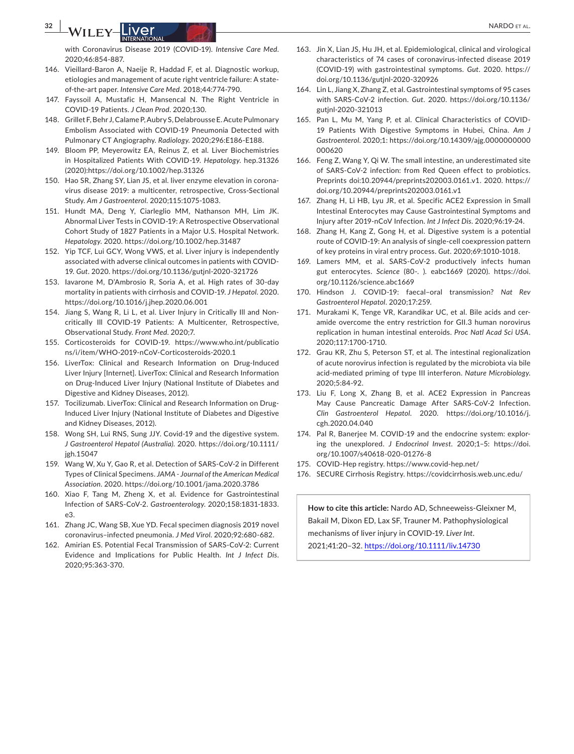with Coronavirus Disease 2019 (COVID-19). *Intensive Care Med*. 2020;46:854-887.

146. Vieillard-Baron A, Naeije R, Haddad F, et al. Diagnostic workup, etiologies and management of acute right ventricle failure: A state-of-the-art paper. *Intensive Care Med*. 2018;44:774-790.
147. Fayssoil A, Mustafic H, Mansencal N. The Right Ventricle in COVID-19 Patients. *J Clean Prod*. 2020;130.
148. Grillet F, Behr J, Calame P, Aubry S, Delabrousse E. Acute Pulmonary Embolism Associated with COVID-19 Pneumonia Detected with Pulmonary CT Angiography. *Radiology*. 2020;296:E186-E188.
149. Bloom PP, Meyerowitz EA, Reinus Z, et al. Liver Biochemistries in Hospitalized Patients With COVID-19. *Hepatology*. hep.31326 (2020):https://doi.org/10.1002/hep.31326
150. Hao SR, Zhang SY, Lian JS, et al. liver enzyme elevation in coronavirus disease 2019: a multicenter, retrospective, Cross-Sectional Study. *Am J Gastroenterol*. 2020;115:1075-1083.
151. Hundt MA, Deng Y, Ciarleglio MM, Nathanson MH, Lim JK. Abnormal Liver Tests in COVID-19: A Retrospective Observational Cohort Study of 1827 Patients in a Major U.S. Hospital Network. *Hepatology*. 2020. https://doi.org/10.1002/hep.31487
152. Yip TCF, Lui GCY, Wong VWS, et al. Liver injury is independently associated with adverse clinical outcomes in patients with COVID-19. *Gut*. 2020. https://doi.org/10.1136/gutjnl-2020-321726
153. Iavarone M, D'Ambrosio R, Soria A, et al. High rates of 30-day mortality in patients with cirrhosis and COVID-19. *J Hepatol*. 2020. https://doi.org/10.1016/j.jhep.2020.06.001
154. Jiang S, Wang R, Li L, et al. Liver Injury in Critically Ill and Non-critically Ill COVID-19 Patients: A Multicenter, Retrospective, Observational Study. *Front Med*. 2020;7.
155. Corticosteroids for COVID-19. https://www.who.int/publications/i/item/WHO-2019-nCoV-Corticosteroids-2020.1
156. LiverTox: Clinical and Research Information on Drug-Induced Liver Injury [Internet]. LiverTox: Clinical and Research Information on Drug-Induced Liver Injury (National Institute of Diabetes and Digestive and Kidney Diseases, 2012).
157. Tocilizumab. LiverTox: Clinical and Research Information on Drug-Induced Liver Injury (National Institute of Diabetes and Digestive and Kidney Diseases, 2012).
158. Wong SH, Lui RNS, Sung JJY. Covid-19 and the digestive system. *J Gastroenterol Hepatol (Australia)*. 2020. https://doi.org/10.1111/jgh.15047
159. Wang W, Xu Y, Gao R, et al. Detection of SARS-CoV-2 in Different Types of Clinical Specimens. *JAMA - Journal of the American Medical Association*. 2020. https://doi.org/10.1001/jama.2020.3786
160. Xiao F, Tang M, Zheng X, et al. Evidence for Gastrointestinal Infection of SARS-CoV-2. *Gastroenterology*. 2020;158:1831-1833.e3.
161. Zhang JC, Wang SB, Xue YD. Fecal specimen diagnosis 2019 novel coronavirus–infected pneumonia. *J Med Virol*. 2020;92:680-682.
162. Amirian ES. Potential Fecal Transmission of SARS-CoV-2: Current Evidence and Implications for Public Health. *Int J Infect Dis*. 2020;95:363-370.
163. Jin X, Lian JS, Hu JH, et al. Epidemiological, clinical and virological characteristics of 74 cases of coronavirus-infected disease 2019 (COVID-19) with gastrointestinal symptoms. *Gut*. 2020. https://doi.org/10.1136/gutjnl-2020-320926
164. Lin L, Jiang X, Zhang Z, et al. Gastrointestinal symptoms of 95 cases with SARS-CoV-2 infection. *Gut*. 2020. https://doi.org/10.1136/gutjnl-2020-321013
165. Pan L, Mu M, Yang P, et al. Clinical Characteristics of COVID-19 Patients With Digestive Symptoms in Hubei, China. *Am J Gastroenterol*. 2020;1: https://doi.org/10.14309/ajg.0000000000000620
166. Feng Z, Wang Y, Qi W. The small intestine, an underestimated site of SARS-CoV-2 infection: from Red Queen effect to probiotics. Preprints doi:10.20944/preprints202003.0161.v1. 2020. https://doi.org/10.20944/preprints202003.0161.v1
167. Zhang H, Li HB, Lyu JR, et al. Specific ACE2 Expression in Small Intestinal Enterocytes may Cause Gastrointestinal Symptoms and Injury after 2019-nCoV Infection. *Int J Infect Dis*. 2020;96:19-24.
168. Zhang H, Kang Z, Gong H, et al. Digestive system is a potential route of COVID-19: An analysis of single-cell coexpression pattern of key proteins in viral entry process. *Gut*. 2020;69:1010-1018.
169. Lamers MM, et al. SARS-CoV-2 productively infects human gut enterocytes. *Science* (80-. ). eabc1669 (2020). https://doi.org/10.1126/science.abc1669
170. Hindson J. COVID-19: faecal–oral transmission? *Nat Rev Gastroenterol Hepatol*. 2020;17:259.
171. Murakami K, Tenge VR, Karandikar UC, et al. Bile acids and ceramide overcome the entry restriction for GII.3 human norovirus replication in human intestinal enteroids. *Proc Natl Acad Sci USA*. 2020;117:1700-1710.
172. Grau KR, Zhu S, Peterson ST, et al. The intestinal regionalization of acute norovirus infection is regulated by the microbiota via bile acid-mediated priming of type III interferon. *Nature Microbiology*. 2020;5:84-92.
173. Liu F, Long X, Zhang B, et al. ACE2 Expression in Pancreas May Cause Pancreatic Damage After SARS-CoV-2 Infection. *Clin Gastroenterol Hepatol*. 2020. https://doi.org/10.1016/j.cgh.2020.04.040
174. Pal R, Banerjee M. COVID-19 and the endocrine system: exploring the unexplored. *J Endocrinol Invest*. 2020;1–5: https://doi.org/10.1007/s40618-020-01276-8
175. COVID-Hep registry. https://www.covid-hep.net/
176. SECURE Cirrhosis Registry. https://covidcirrhosis.web.unc.edu/

**How to cite this article:** Nardo AD, Schneeweiss-Gleixner M, Bakail M, Dixon ED, Lax SF, Trauner M. Pathophysiological mechanisms of liver injury in COVID-19. *Liver Int*. 2021;41:20–32. https://doi.org/10.1111/liv.14730